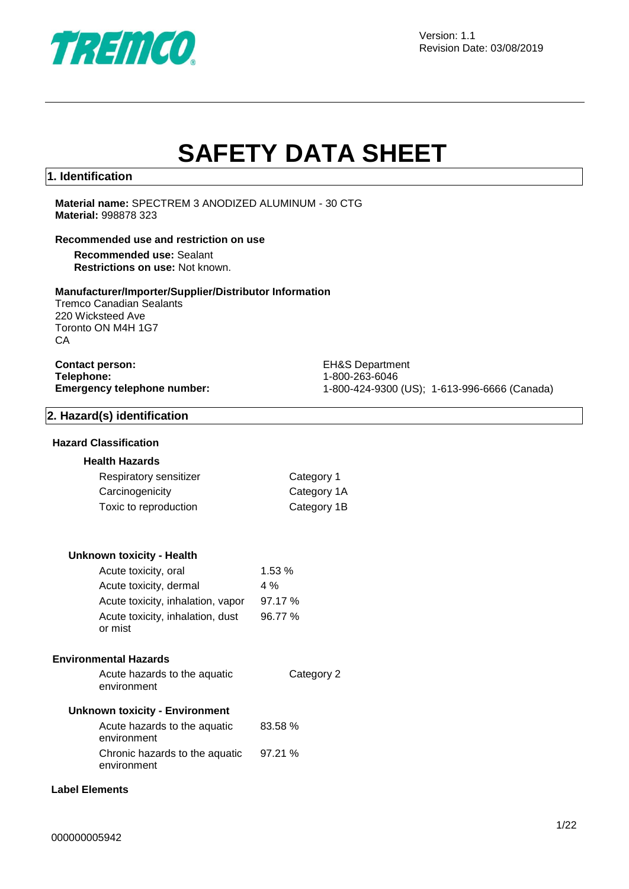Version: 1.1
Revision Date: 03/08/2019

# SAFETY DATA SHEET

## 1. Identification

**Material name:** SPECTREM 3 ANODIZED ALUMINUM - 30 CTG
**Material:** 998878 323

**Recommended use and restriction on use**

**Recommended use:** Sealant
**Restrictions on use:** Not known.

**Manufacturer/Importer/Supplier/Distributor Information**
Tremco Canadian Sealants
220 Wicksteed Ave
Toronto ON M4H 1G7
CA

| | |
|---|---|
| **Contact person:** | EH&S Department |
| **Telephone:** | 1-800-263-6046 |
| **Emergency telephone number:** | 1-800-424-9300 (US); 1-613-996-6666 (Canada) |

## 2. Hazard(s) identification

### Hazard Classification

**Health Hazards**

| | |
|---|---|
| Respiratory sensitizer | Category 1 |
| Carcinogenicity | Category 1A |
| Toxic to reproduction | Category 1B |

**Unknown toxicity - Health**

| | |
|---|---|
| Acute toxicity, oral | 1.53 % |
| Acute toxicity, dermal | 4 % |
| Acute toxicity, inhalation, vapor | 97.17 % |
| Acute toxicity, inhalation, dust or mist | 96.77 % |

**Environmental Hazards**

| | |
|---|---|
| Acute hazards to the aquatic environment | Category 2 |

**Unknown toxicity - Environment**

| | |
|---|---|
| Acute hazards to the aquatic environment | 83.58 % |
| Chronic hazards to the aquatic environment | 97.21 % |

### Label Elements

000000005942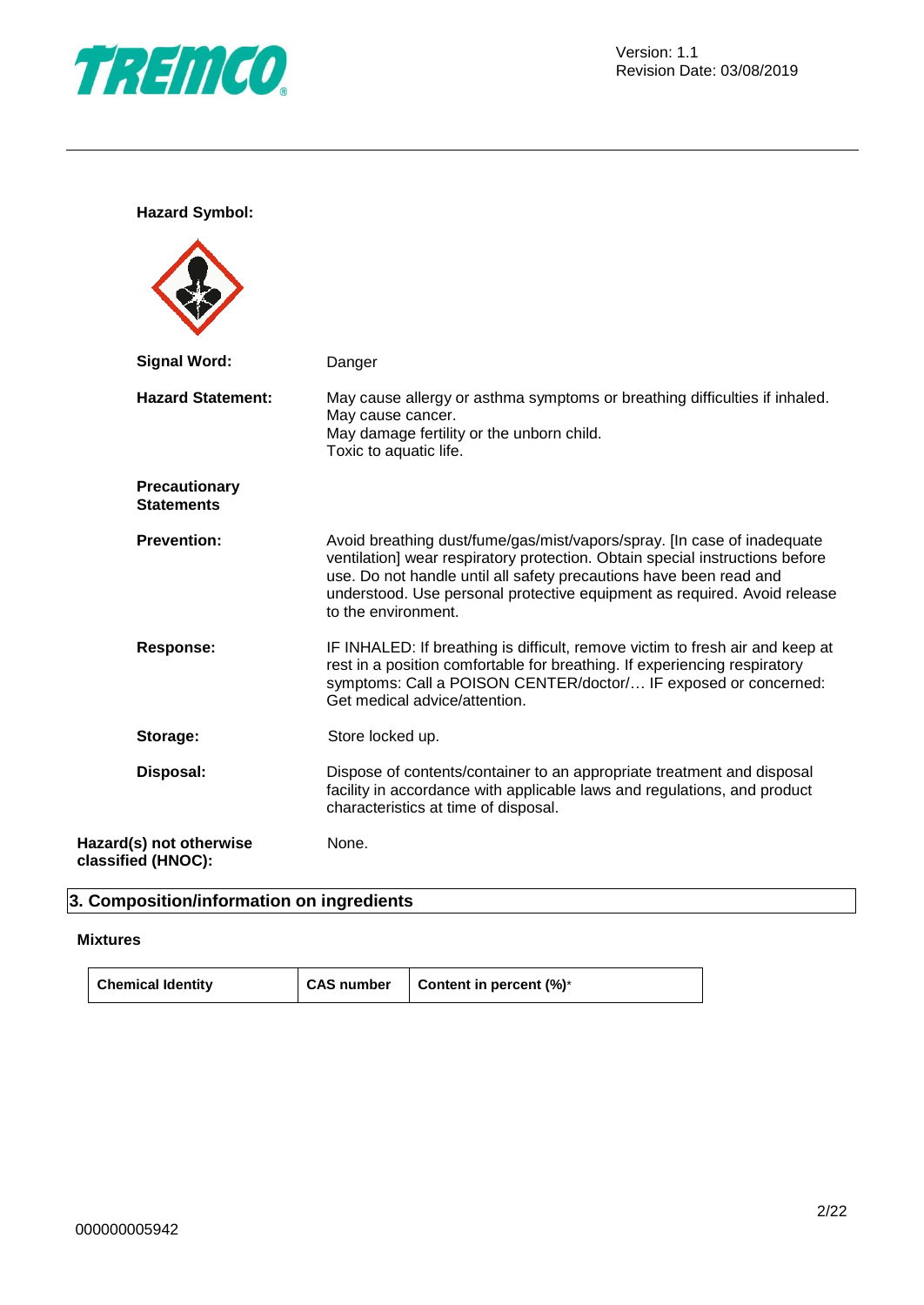**Hazard Symbol:**

**Signal Word:** Danger

**Hazard Statement:** May cause allergy or asthma symptoms or breathing difficulties if inhaled.
May cause cancer.
May damage fertility or the unborn child.
Toxic to aquatic life.

**Precautionary Statements**

**Prevention:** Avoid breathing dust/fume/gas/mist/vapors/spray. [In case of inadequate ventilation] wear respiratory protection. Obtain special instructions before use. Do not handle until all safety precautions have been read and understood. Use personal protective equipment as required. Avoid release to the environment.

**Response:** IF INHALED: If breathing is difficult, remove victim to fresh air and keep at rest in a position comfortable for breathing. If experiencing respiratory symptoms: Call a POISON CENTER/doctor/… IF exposed or concerned: Get medical advice/attention.

**Storage:** Store locked up.

**Disposal:** Dispose of contents/container to an appropriate treatment and disposal facility in accordance with applicable laws and regulations, and product characteristics at time of disposal.

**Hazard(s) not otherwise classified (HNOC):** None.

## 3. Composition/information on ingredients

**Mixtures**

| Chemical Identity | CAS number | Content in percent (%)* |
| --- | --- | --- |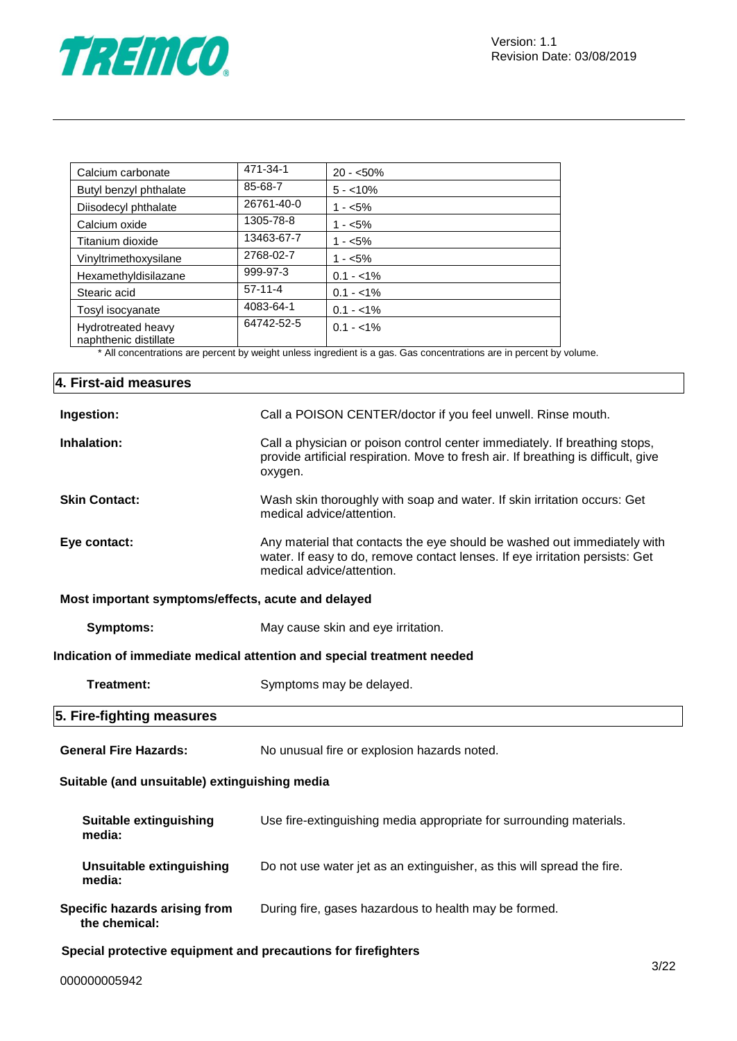| Calcium carbonate | 471-34-1 | 20 - <50% |
|---|---|---|
| Butyl benzyl phthalate | 85-68-7 | 5 - <10% |
| Diisodecyl phthalate | 26761-40-0 | 1 - <5% |
| Calcium oxide | 1305-78-8 | 1 - <5% |
| Titanium dioxide | 13463-67-7 | 1 - <5% |
| Vinyltrimethoxysilane | 2768-02-7 | 1 - <5% |
| Hexamethyldisilazane | 999-97-3 | 0.1 - <1% |
| Stearic acid | 57-11-4 | 0.1 - <1% |
| Tosyl isocyanate | 4083-64-1 | 0.1 - <1% |
| Hydrotreated heavy naphthenic distillate | 64742-52-5 | 0.1 - <1% |

* All concentrations are percent by weight unless ingredient is a gas. Gas concentrations are in percent by volume.

## 4. First-aid measures

**Ingestion:** Call a POISON CENTER/doctor if you feel unwell. Rinse mouth.

**Inhalation:** Call a physician or poison control center immediately. If breathing stops, provide artificial respiration. Move to fresh air. If breathing is difficult, give oxygen.

**Skin Contact:** Wash skin thoroughly with soap and water. If skin irritation occurs: Get medical advice/attention.

**Eye contact:** Any material that contacts the eye should be washed out immediately with water. If easy to do, remove contact lenses. If eye irritation persists: Get medical advice/attention.

**Most important symptoms/effects, acute and delayed**

**Symptoms:** May cause skin and eye irritation.

**Indication of immediate medical attention and special treatment needed**

**Treatment:** Symptoms may be delayed.

## 5. Fire-fighting measures

**General Fire Hazards:** No unusual fire or explosion hazards noted.

**Suitable (and unsuitable) extinguishing media**

**Suitable extinguishing media:** Use fire-extinguishing media appropriate for surrounding materials.

**Unsuitable extinguishing media:** Do not use water jet as an extinguisher, as this will spread the fire.

**Specific hazards arising from the chemical:** During fire, gases hazardous to health may be formed.

**Special protective equipment and precautions for firefighters**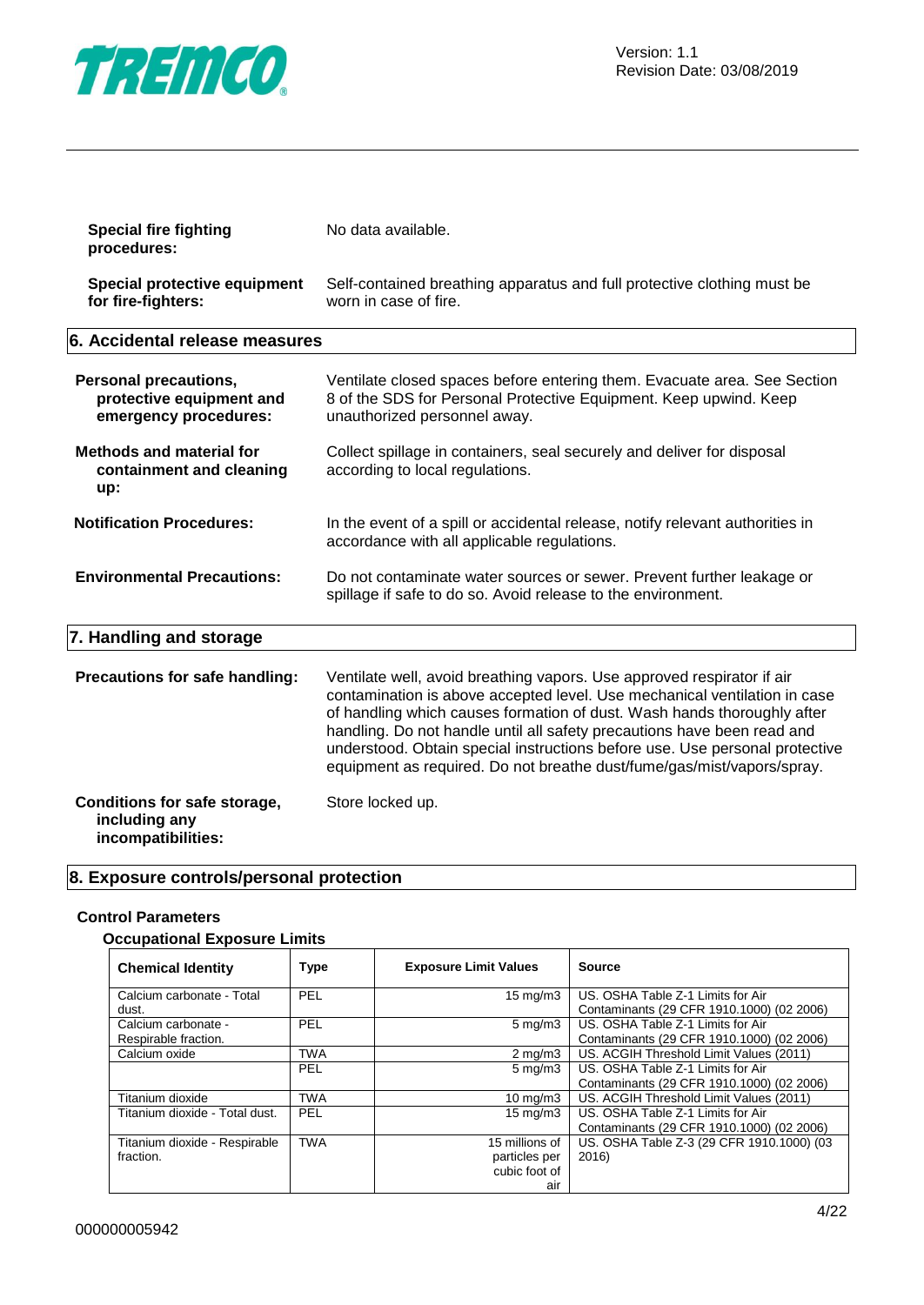**Special fire fighting procedures:** No data available.

**Special protective equipment for fire-fighters:** Self-contained breathing apparatus and full protective clothing must be worn in case of fire.

## 6. Accidental release measures

**Personal precautions, protective equipment and emergency procedures:** Ventilate closed spaces before entering them. Evacuate area. See Section 8 of the SDS for Personal Protective Equipment. Keep upwind. Keep unauthorized personnel away.

**Methods and material for containment and cleaning up:** Collect spillage in containers, seal securely and deliver for disposal according to local regulations.

**Notification Procedures:** In the event of a spill or accidental release, notify relevant authorities in accordance with all applicable regulations.

**Environmental Precautions:** Do not contaminate water sources or sewer. Prevent further leakage or spillage if safe to do so. Avoid release to the environment.

## 7. Handling and storage

**Precautions for safe handling:** Ventilate well, avoid breathing vapors. Use approved respirator if air contamination is above accepted level. Use mechanical ventilation in case of handling which causes formation of dust. Wash hands thoroughly after handling. Do not handle until all safety precautions have been read and understood. Obtain special instructions before use. Use personal protective equipment as required. Do not breathe dust/fume/gas/mist/vapors/spray.

**Conditions for safe storage, including any incompatibilities:** Store locked up.

## 8. Exposure controls/personal protection

### Control Parameters

#### Occupational Exposure Limits

| Chemical Identity | Type | Exposure Limit Values | Source |
|---|---|---|---|
| Calcium carbonate - Total dust. | PEL | 15 mg/m3 | US. OSHA Table Z-1 Limits for Air Contaminants (29 CFR 1910.1000) (02 2006) |
| Calcium carbonate - Respirable fraction. | PEL | 5 mg/m3 | US. OSHA Table Z-1 Limits for Air Contaminants (29 CFR 1910.1000) (02 2006) |
| Calcium oxide | TWA | 2 mg/m3 | US. ACGIH Threshold Limit Values (2011) |
| | PEL | 5 mg/m3 | US. OSHA Table Z-1 Limits for Air Contaminants (29 CFR 1910.1000) (02 2006) |
| Titanium dioxide | TWA | 10 mg/m3 | US. ACGIH Threshold Limit Values (2011) |
| Titanium dioxide - Total dust. | PEL | 15 mg/m3 | US. OSHA Table Z-1 Limits for Air Contaminants (29 CFR 1910.1000) (02 2006) |
| Titanium dioxide - Respirable fraction. | TWA | 15 millions of particles per cubic foot of air | US. OSHA Table Z-3 (29 CFR 1910.1000) (03 2016) |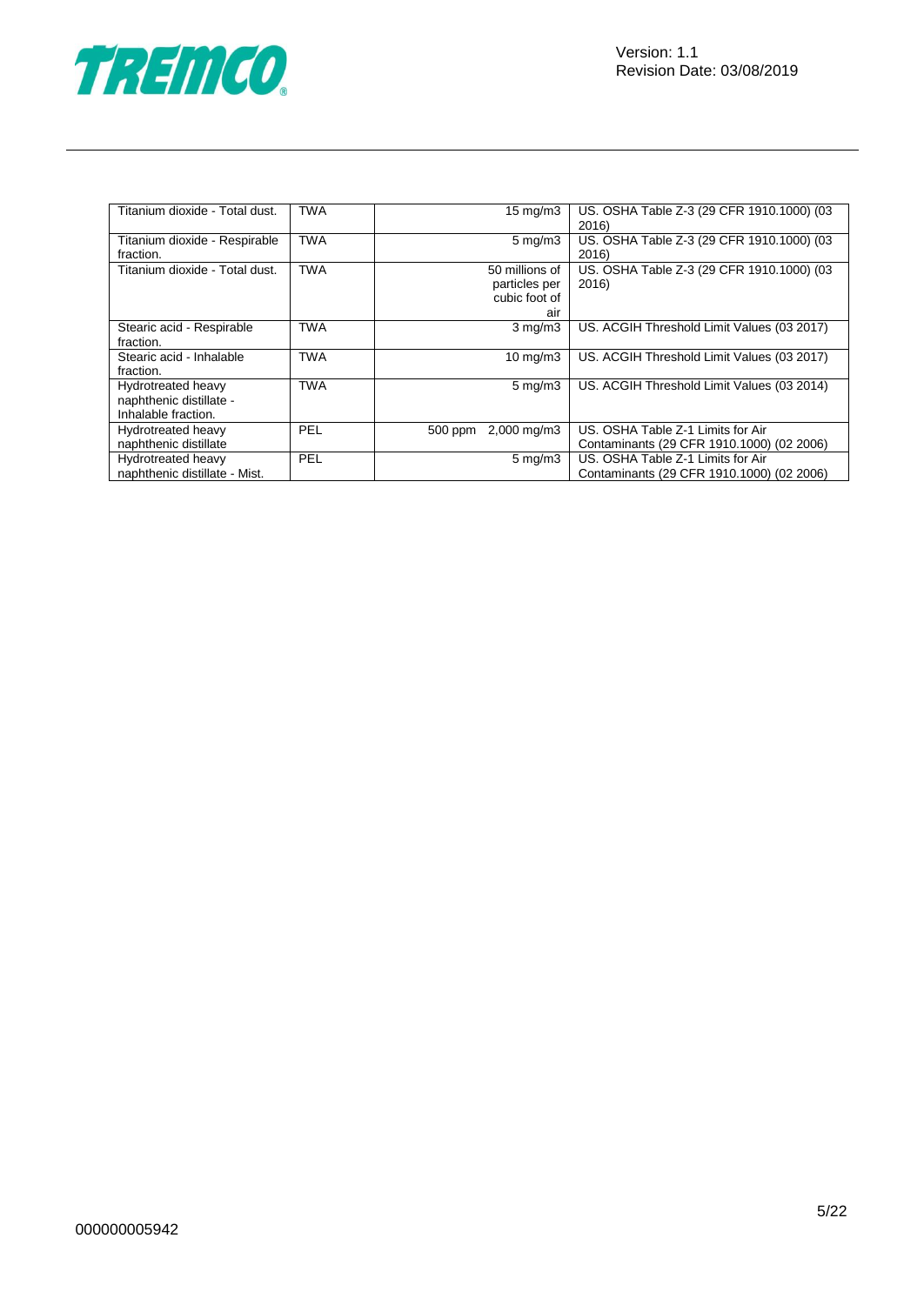| | | | | |
|---|---|---|---|---|
| Titanium dioxide - Total dust. | TWA | | 15 mg/m3 | US. OSHA Table Z-3 (29 CFR 1910.1000) (03 2016) |
| Titanium dioxide - Respirable fraction. | TWA | | 5 mg/m3 | US. OSHA Table Z-3 (29 CFR 1910.1000) (03 2016) |
| Titanium dioxide - Total dust. | TWA | | 50 millions of particles per cubic foot of air | US. OSHA Table Z-3 (29 CFR 1910.1000) (03 2016) |
| Stearic acid - Respirable fraction. | TWA | | 3 mg/m3 | US. ACGIH Threshold Limit Values (03 2017) |
| Stearic acid - Inhalable fraction. | TWA | | 10 mg/m3 | US. ACGIH Threshold Limit Values (03 2017) |
| Hydrotreated heavy naphthenic distillate - Inhalable fraction. | TWA | | 5 mg/m3 | US. ACGIH Threshold Limit Values (03 2014) |
| Hydrotreated heavy naphthenic distillate | PEL | 500 ppm | 2,000 mg/m3 | US. OSHA Table Z-1 Limits for Air Contaminants (29 CFR 1910.1000) (02 2006) |
| Hydrotreated heavy naphthenic distillate - Mist. | PEL | | 5 mg/m3 | US. OSHA Table Z-1 Limits for Air Contaminants (29 CFR 1910.1000) (02 2006) |

000000005942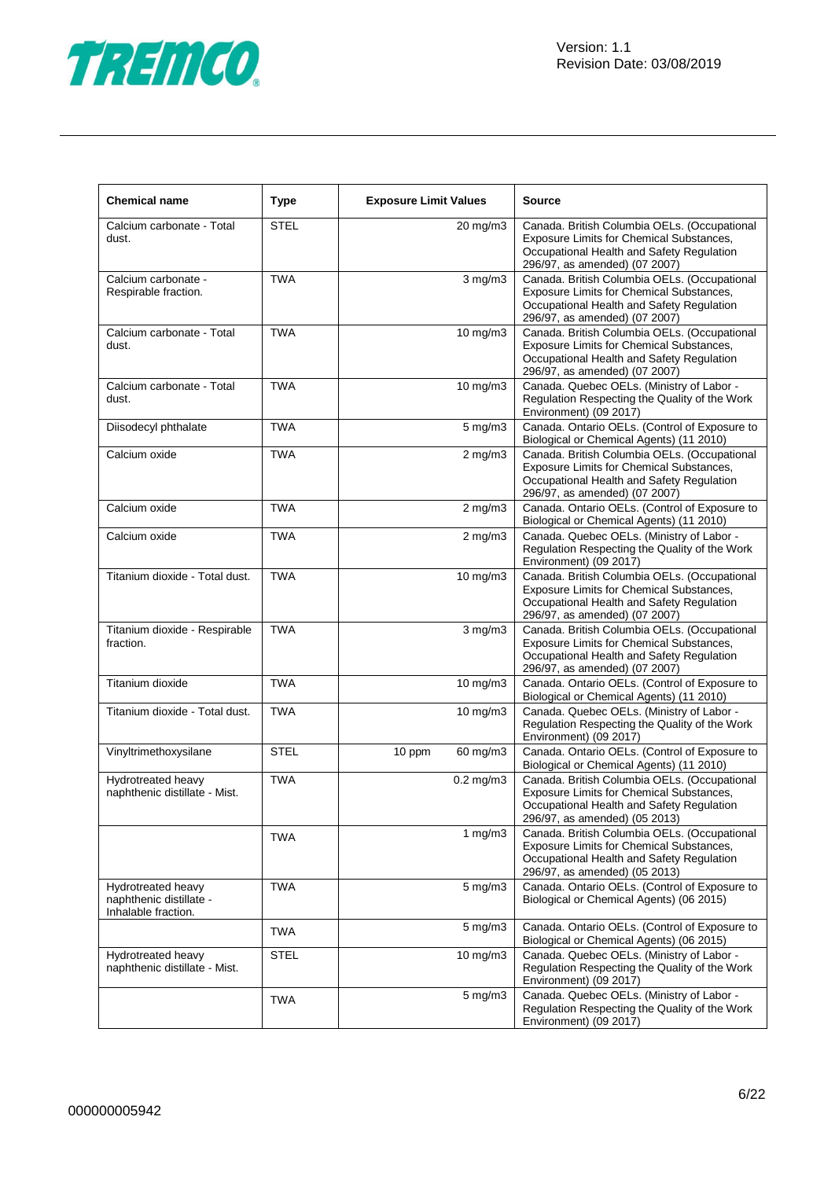| Chemical name | Type | Exposure Limit Values | | Source |
|---|---|---|---|---|
| Calcium carbonate - Total dust. | STEL | | 20 mg/m3 | Canada. British Columbia OELs. (Occupational Exposure Limits for Chemical Substances, Occupational Health and Safety Regulation 296/97, as amended) (07 2007) |
| Calcium carbonate - Respirable fraction. | TWA | | 3 mg/m3 | Canada. British Columbia OELs. (Occupational Exposure Limits for Chemical Substances, Occupational Health and Safety Regulation 296/97, as amended) (07 2007) |
| Calcium carbonate - Total dust. | TWA | | 10 mg/m3 | Canada. British Columbia OELs. (Occupational Exposure Limits for Chemical Substances, Occupational Health and Safety Regulation 296/97, as amended) (07 2007) |
| Calcium carbonate - Total dust. | TWA | | 10 mg/m3 | Canada. Quebec OELs. (Ministry of Labor - Regulation Respecting the Quality of the Work Environment) (09 2017) |
| Diisodecyl phthalate | TWA | | 5 mg/m3 | Canada. Ontario OELs. (Control of Exposure to Biological or Chemical Agents) (11 2010) |
| Calcium oxide | TWA | | 2 mg/m3 | Canada. British Columbia OELs. (Occupational Exposure Limits for Chemical Substances, Occupational Health and Safety Regulation 296/97, as amended) (07 2007) |
| Calcium oxide | TWA | | 2 mg/m3 | Canada. Ontario OELs. (Control of Exposure to Biological or Chemical Agents) (11 2010) |
| Calcium oxide | TWA | | 2 mg/m3 | Canada. Quebec OELs. (Ministry of Labor - Regulation Respecting the Quality of the Work Environment) (09 2017) |
| Titanium dioxide - Total dust. | TWA | | 10 mg/m3 | Canada. British Columbia OELs. (Occupational Exposure Limits for Chemical Substances, Occupational Health and Safety Regulation 296/97, as amended) (07 2007) |
| Titanium dioxide - Respirable fraction. | TWA | | 3 mg/m3 | Canada. British Columbia OELs. (Occupational Exposure Limits for Chemical Substances, Occupational Health and Safety Regulation 296/97, as amended) (07 2007) |
| Titanium dioxide | TWA | | 10 mg/m3 | Canada. Ontario OELs. (Control of Exposure to Biological or Chemical Agents) (11 2010) |
| Titanium dioxide - Total dust. | TWA | | 10 mg/m3 | Canada. Quebec OELs. (Ministry of Labor - Regulation Respecting the Quality of the Work Environment) (09 2017) |
| Vinyltrimethoxysilane | STEL | 10 ppm | 60 mg/m3 | Canada. Ontario OELs. (Control of Exposure to Biological or Chemical Agents) (11 2010) |
| Hydrotreated heavy naphthenic distillate - Mist. | TWA | | 0.2 mg/m3 | Canada. British Columbia OELs. (Occupational Exposure Limits for Chemical Substances, Occupational Health and Safety Regulation 296/97, as amended) (05 2013) |
| | TWA | | 1 mg/m3 | Canada. British Columbia OELs. (Occupational Exposure Limits for Chemical Substances, Occupational Health and Safety Regulation 296/97, as amended) (05 2013) |
| Hydrotreated heavy naphthenic distillate - Inhalable fraction. | TWA | | 5 mg/m3 | Canada. Ontario OELs. (Control of Exposure to Biological or Chemical Agents) (06 2015) |
| | TWA | | 5 mg/m3 | Canada. Ontario OELs. (Control of Exposure to Biological or Chemical Agents) (06 2015) |
| Hydrotreated heavy naphthenic distillate - Mist. | STEL | | 10 mg/m3 | Canada. Quebec OELs. (Ministry of Labor - Regulation Respecting the Quality of the Work Environment) (09 2017) |
| | TWA | | 5 mg/m3 | Canada. Quebec OELs. (Ministry of Labor - Regulation Respecting the Quality of the Work Environment) (09 2017) |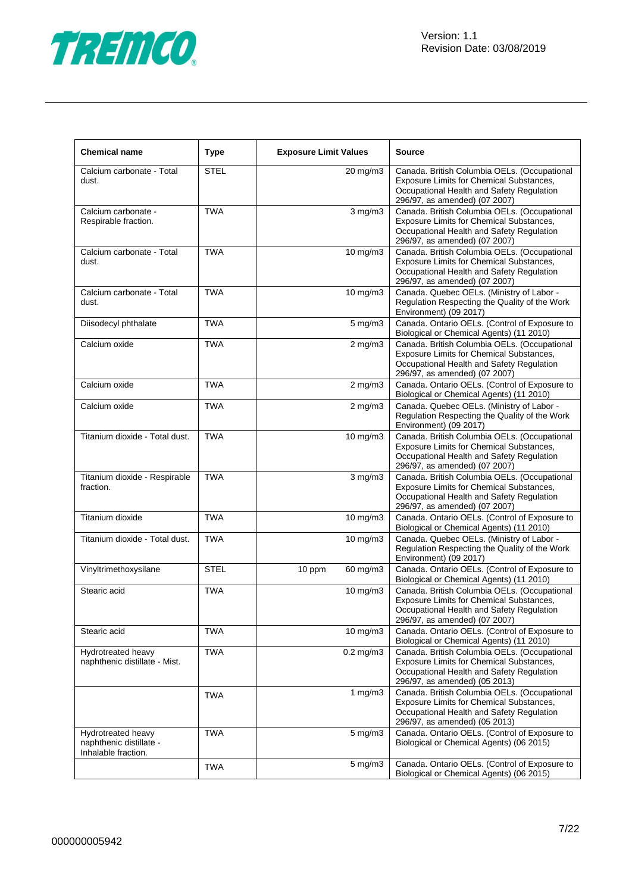| Chemical name | Type | Exposure Limit Values | | Source |
|---|---|---|---|---|
| Calcium carbonate - Total dust. | STEL | | 20 mg/m3 | Canada. British Columbia OELs. (Occupational Exposure Limits for Chemical Substances, Occupational Health and Safety Regulation 296/97, as amended) (07 2007) |
| Calcium carbonate - Respirable fraction. | TWA | | 3 mg/m3 | Canada. British Columbia OELs. (Occupational Exposure Limits for Chemical Substances, Occupational Health and Safety Regulation 296/97, as amended) (07 2007) |
| Calcium carbonate - Total dust. | TWA | | 10 mg/m3 | Canada. British Columbia OELs. (Occupational Exposure Limits for Chemical Substances, Occupational Health and Safety Regulation 296/97, as amended) (07 2007) |
| Calcium carbonate - Total dust. | TWA | | 10 mg/m3 | Canada. Quebec OELs. (Ministry of Labor - Regulation Respecting the Quality of the Work Environment) (09 2017) |
| Diisodecyl phthalate | TWA | | 5 mg/m3 | Canada. Ontario OELs. (Control of Exposure to Biological or Chemical Agents) (11 2010) |
| Calcium oxide | TWA | | 2 mg/m3 | Canada. British Columbia OELs. (Occupational Exposure Limits for Chemical Substances, Occupational Health and Safety Regulation 296/97, as amended) (07 2007) |
| Calcium oxide | TWA | | 2 mg/m3 | Canada. Ontario OELs. (Control of Exposure to Biological or Chemical Agents) (11 2010) |
| Calcium oxide | TWA | | 2 mg/m3 | Canada. Quebec OELs. (Ministry of Labor - Regulation Respecting the Quality of the Work Environment) (09 2017) |
| Titanium dioxide - Total dust. | TWA | | 10 mg/m3 | Canada. British Columbia OELs. (Occupational Exposure Limits for Chemical Substances, Occupational Health and Safety Regulation 296/97, as amended) (07 2007) |
| Titanium dioxide - Respirable fraction. | TWA | | 3 mg/m3 | Canada. British Columbia OELs. (Occupational Exposure Limits for Chemical Substances, Occupational Health and Safety Regulation 296/97, as amended) (07 2007) |
| Titanium dioxide | TWA | | 10 mg/m3 | Canada. Ontario OELs. (Control of Exposure to Biological or Chemical Agents) (11 2010) |
| Titanium dioxide - Total dust. | TWA | | 10 mg/m3 | Canada. Quebec OELs. (Ministry of Labor - Regulation Respecting the Quality of the Work Environment) (09 2017) |
| Vinyltrimethoxysilane | STEL | 10 ppm | 60 mg/m3 | Canada. Ontario OELs. (Control of Exposure to Biological or Chemical Agents) (11 2010) |
| Stearic acid | TWA | | 10 mg/m3 | Canada. British Columbia OELs. (Occupational Exposure Limits for Chemical Substances, Occupational Health and Safety Regulation 296/97, as amended) (07 2007) |
| Stearic acid | TWA | | 10 mg/m3 | Canada. Ontario OELs. (Control of Exposure to Biological or Chemical Agents) (11 2010) |
| Hydrotreated heavy naphthenic distillate - Mist. | TWA | | 0.2 mg/m3 | Canada. British Columbia OELs. (Occupational Exposure Limits for Chemical Substances, Occupational Health and Safety Regulation 296/97, as amended) (05 2013) |
| | TWA | | 1 mg/m3 | Canada. British Columbia OELs. (Occupational Exposure Limits for Chemical Substances, Occupational Health and Safety Regulation 296/97, as amended) (05 2013) |
| Hydrotreated heavy naphthenic distillate - Inhalable fraction. | TWA | | 5 mg/m3 | Canada. Ontario OELs. (Control of Exposure to Biological or Chemical Agents) (06 2015) |
| | TWA | | 5 mg/m3 | Canada. Ontario OELs. (Control of Exposure to Biological or Chemical Agents) (06 2015) |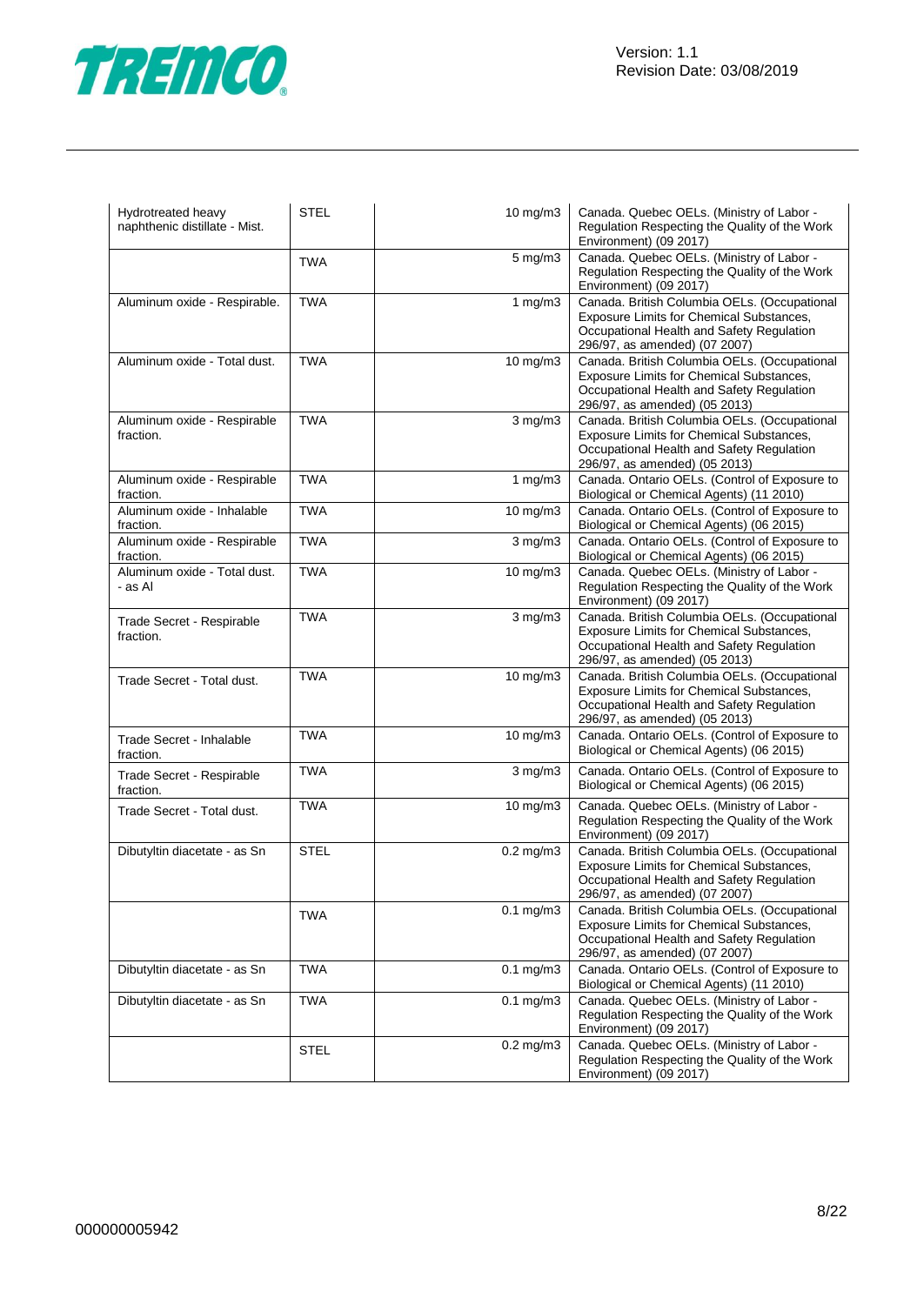| | | | |
|---|---|---|---|
| Hydrotreated heavy naphthenic distillate - Mist. | STEL | 10 mg/m3 | Canada. Quebec OELs. (Ministry of Labor - Regulation Respecting the Quality of the Work Environment) (09 2017) |
| | TWA | 5 mg/m3 | Canada. Quebec OELs. (Ministry of Labor - Regulation Respecting the Quality of the Work Environment) (09 2017) |
| Aluminum oxide - Respirable. | TWA | 1 mg/m3 | Canada. British Columbia OELs. (Occupational Exposure Limits for Chemical Substances, Occupational Health and Safety Regulation 296/97, as amended) (07 2007) |
| Aluminum oxide - Total dust. | TWA | 10 mg/m3 | Canada. British Columbia OELs. (Occupational Exposure Limits for Chemical Substances, Occupational Health and Safety Regulation 296/97, as amended) (05 2013) |
| Aluminum oxide - Respirable fraction. | TWA | 3 mg/m3 | Canada. British Columbia OELs. (Occupational Exposure Limits for Chemical Substances, Occupational Health and Safety Regulation 296/97, as amended) (05 2013) |
| Aluminum oxide - Respirable fraction. | TWA | 1 mg/m3 | Canada. Ontario OELs. (Control of Exposure to Biological or Chemical Agents) (11 2010) |
| Aluminum oxide - Inhalable fraction. | TWA | 10 mg/m3 | Canada. Ontario OELs. (Control of Exposure to Biological or Chemical Agents) (06 2015) |
| Aluminum oxide - Respirable fraction. | TWA | 3 mg/m3 | Canada. Ontario OELs. (Control of Exposure to Biological or Chemical Agents) (06 2015) |
| Aluminum oxide - Total dust. - as Al | TWA | 10 mg/m3 | Canada. Quebec OELs. (Ministry of Labor - Regulation Respecting the Quality of the Work Environment) (09 2017) |
| Trade Secret - Respirable fraction. | TWA | 3 mg/m3 | Canada. British Columbia OELs. (Occupational Exposure Limits for Chemical Substances, Occupational Health and Safety Regulation 296/97, as amended) (05 2013) |
| Trade Secret - Total dust. | TWA | 10 mg/m3 | Canada. British Columbia OELs. (Occupational Exposure Limits for Chemical Substances, Occupational Health and Safety Regulation 296/97, as amended) (05 2013) |
| Trade Secret - Inhalable fraction. | TWA | 10 mg/m3 | Canada. Ontario OELs. (Control of Exposure to Biological or Chemical Agents) (06 2015) |
| Trade Secret - Respirable fraction. | TWA | 3 mg/m3 | Canada. Ontario OELs. (Control of Exposure to Biological or Chemical Agents) (06 2015) |
| Trade Secret - Total dust. | TWA | 10 mg/m3 | Canada. Quebec OELs. (Ministry of Labor - Regulation Respecting the Quality of the Work Environment) (09 2017) |
| Dibutyltin diacetate - as Sn | STEL | 0.2 mg/m3 | Canada. British Columbia OELs. (Occupational Exposure Limits for Chemical Substances, Occupational Health and Safety Regulation 296/97, as amended) (07 2007) |
| | TWA | 0.1 mg/m3 | Canada. British Columbia OELs. (Occupational Exposure Limits for Chemical Substances, Occupational Health and Safety Regulation 296/97, as amended) (07 2007) |
| Dibutyltin diacetate - as Sn | TWA | 0.1 mg/m3 | Canada. Ontario OELs. (Control of Exposure to Biological or Chemical Agents) (11 2010) |
| Dibutyltin diacetate - as Sn | TWA | 0.1 mg/m3 | Canada. Quebec OELs. (Ministry of Labor - Regulation Respecting the Quality of the Work Environment) (09 2017) |
| | STEL | 0.2 mg/m3 | Canada. Quebec OELs. (Ministry of Labor - Regulation Respecting the Quality of the Work Environment) (09 2017) |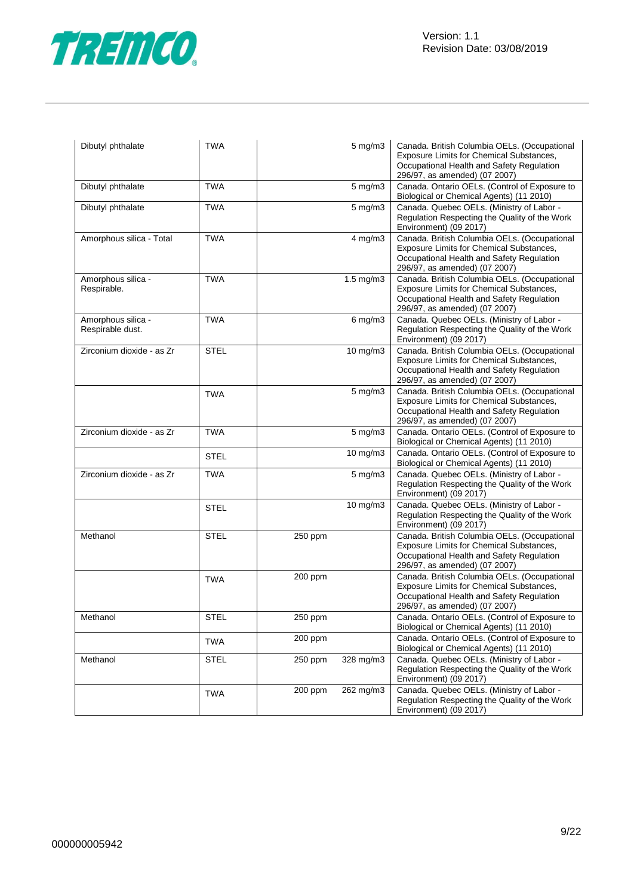| | | | | |
|---|---|---|---|---|
| Dibutyl phthalate | TWA | | 5 mg/m3 | Canada. British Columbia OELs. (Occupational Exposure Limits for Chemical Substances, Occupational Health and Safety Regulation 296/97, as amended) (07 2007) |
| Dibutyl phthalate | TWA | | 5 mg/m3 | Canada. Ontario OELs. (Control of Exposure to Biological or Chemical Agents) (11 2010) |
| Dibutyl phthalate | TWA | | 5 mg/m3 | Canada. Quebec OELs. (Ministry of Labor - Regulation Respecting the Quality of the Work Environment) (09 2017) |
| Amorphous silica - Total | TWA | | 4 mg/m3 | Canada. British Columbia OELs. (Occupational Exposure Limits for Chemical Substances, Occupational Health and Safety Regulation 296/97, as amended) (07 2007) |
| Amorphous silica - Respirable. | TWA | | 1.5 mg/m3 | Canada. British Columbia OELs. (Occupational Exposure Limits for Chemical Substances, Occupational Health and Safety Regulation 296/97, as amended) (07 2007) |
| Amorphous silica - Respirable dust. | TWA | | 6 mg/m3 | Canada. Quebec OELs. (Ministry of Labor - Regulation Respecting the Quality of the Work Environment) (09 2017) |
| Zirconium dioxide - as Zr | STEL | | 10 mg/m3 | Canada. British Columbia OELs. (Occupational Exposure Limits for Chemical Substances, Occupational Health and Safety Regulation 296/97, as amended) (07 2007) |
| | TWA | | 5 mg/m3 | Canada. British Columbia OELs. (Occupational Exposure Limits for Chemical Substances, Occupational Health and Safety Regulation 296/97, as amended) (07 2007) |
| Zirconium dioxide - as Zr | TWA | | 5 mg/m3 | Canada. Ontario OELs. (Control of Exposure to Biological or Chemical Agents) (11 2010) |
| | STEL | | 10 mg/m3 | Canada. Ontario OELs. (Control of Exposure to Biological or Chemical Agents) (11 2010) |
| Zirconium dioxide - as Zr | TWA | | 5 mg/m3 | Canada. Quebec OELs. (Ministry of Labor - Regulation Respecting the Quality of the Work Environment) (09 2017) |
| | STEL | | 10 mg/m3 | Canada. Quebec OELs. (Ministry of Labor - Regulation Respecting the Quality of the Work Environment) (09 2017) |
| Methanol | STEL | 250 ppm | | Canada. British Columbia OELs. (Occupational Exposure Limits for Chemical Substances, Occupational Health and Safety Regulation 296/97, as amended) (07 2007) |
| | TWA | 200 ppm | | Canada. British Columbia OELs. (Occupational Exposure Limits for Chemical Substances, Occupational Health and Safety Regulation 296/97, as amended) (07 2007) |
| Methanol | STEL | 250 ppm | | Canada. Ontario OELs. (Control of Exposure to Biological or Chemical Agents) (11 2010) |
| | TWA | 200 ppm | | Canada. Ontario OELs. (Control of Exposure to Biological or Chemical Agents) (11 2010) |
| Methanol | STEL | 250 ppm | 328 mg/m3 | Canada. Quebec OELs. (Ministry of Labor - Regulation Respecting the Quality of the Work Environment) (09 2017) |
| | TWA | 200 ppm | 262 mg/m3 | Canada. Quebec OELs. (Ministry of Labor - Regulation Respecting the Quality of the Work Environment) (09 2017) |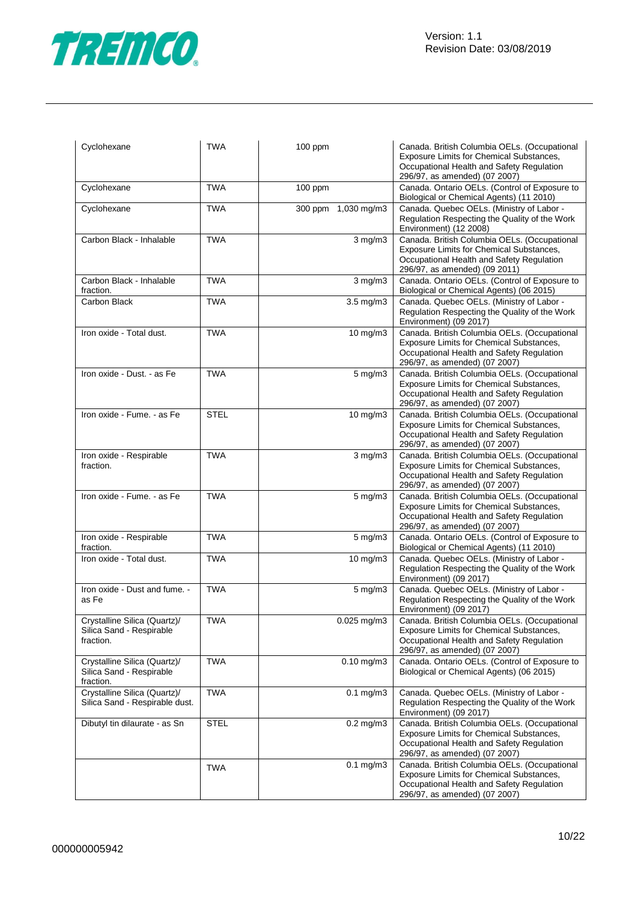| Cyclohexane | TWA | 100 ppm | Canada. British Columbia OELs. (Occupational Exposure Limits for Chemical Substances, Occupational Health and Safety Regulation 296/97, as amended) (07 2007) |
|---|---|---|---|
| Cyclohexane | TWA | 100 ppm | Canada. Ontario OELs. (Control of Exposure to Biological or Chemical Agents) (11 2010) |
| Cyclohexane | TWA | 300 ppm 1,030 mg/m3 | Canada. Quebec OELs. (Ministry of Labor - Regulation Respecting the Quality of the Work Environment) (12 2008) |
| Carbon Black - Inhalable | TWA | 3 mg/m3 | Canada. British Columbia OELs. (Occupational Exposure Limits for Chemical Substances, Occupational Health and Safety Regulation 296/97, as amended) (09 2011) |
| Carbon Black - Inhalable fraction. | TWA | 3 mg/m3 | Canada. Ontario OELs. (Control of Exposure to Biological or Chemical Agents) (06 2015) |
| Carbon Black | TWA | 3.5 mg/m3 | Canada. Quebec OELs. (Ministry of Labor - Regulation Respecting the Quality of the Work Environment) (09 2017) |
| Iron oxide - Total dust. | TWA | 10 mg/m3 | Canada. British Columbia OELs. (Occupational Exposure Limits for Chemical Substances, Occupational Health and Safety Regulation 296/97, as amended) (07 2007) |
| Iron oxide - Dust. - as Fe | TWA | 5 mg/m3 | Canada. British Columbia OELs. (Occupational Exposure Limits for Chemical Substances, Occupational Health and Safety Regulation 296/97, as amended) (07 2007) |
| Iron oxide - Fume. - as Fe | STEL | 10 mg/m3 | Canada. British Columbia OELs. (Occupational Exposure Limits for Chemical Substances, Occupational Health and Safety Regulation 296/97, as amended) (07 2007) |
| Iron oxide - Respirable fraction. | TWA | 3 mg/m3 | Canada. British Columbia OELs. (Occupational Exposure Limits for Chemical Substances, Occupational Health and Safety Regulation 296/97, as amended) (07 2007) |
| Iron oxide - Fume. - as Fe | TWA | 5 mg/m3 | Canada. British Columbia OELs. (Occupational Exposure Limits for Chemical Substances, Occupational Health and Safety Regulation 296/97, as amended) (07 2007) |
| Iron oxide - Respirable fraction. | TWA | 5 mg/m3 | Canada. Ontario OELs. (Control of Exposure to Biological or Chemical Agents) (11 2010) |
| Iron oxide - Total dust. | TWA | 10 mg/m3 | Canada. Quebec OELs. (Ministry of Labor - Regulation Respecting the Quality of the Work Environment) (09 2017) |
| Iron oxide - Dust and fume. - as Fe | TWA | 5 mg/m3 | Canada. Quebec OELs. (Ministry of Labor - Regulation Respecting the Quality of the Work Environment) (09 2017) |
| Crystalline Silica (Quartz)/ Silica Sand - Respirable fraction. | TWA | 0.025 mg/m3 | Canada. British Columbia OELs. (Occupational Exposure Limits for Chemical Substances, Occupational Health and Safety Regulation 296/97, as amended) (07 2007) |
| Crystalline Silica (Quartz)/ Silica Sand - Respirable fraction. | TWA | 0.10 mg/m3 | Canada. Ontario OELs. (Control of Exposure to Biological or Chemical Agents) (06 2015) |
| Crystalline Silica (Quartz)/ Silica Sand - Respirable dust. | TWA | 0.1 mg/m3 | Canada. Quebec OELs. (Ministry of Labor - Regulation Respecting the Quality of the Work Environment) (09 2017) |
| Dibutyl tin dilaurate - as Sn | STEL | 0.2 mg/m3 | Canada. British Columbia OELs. (Occupational Exposure Limits for Chemical Substances, Occupational Health and Safety Regulation 296/97, as amended) (07 2007) |
| | TWA | 0.1 mg/m3 | Canada. British Columbia OELs. (Occupational Exposure Limits for Chemical Substances, Occupational Health and Safety Regulation 296/97, as amended) (07 2007) |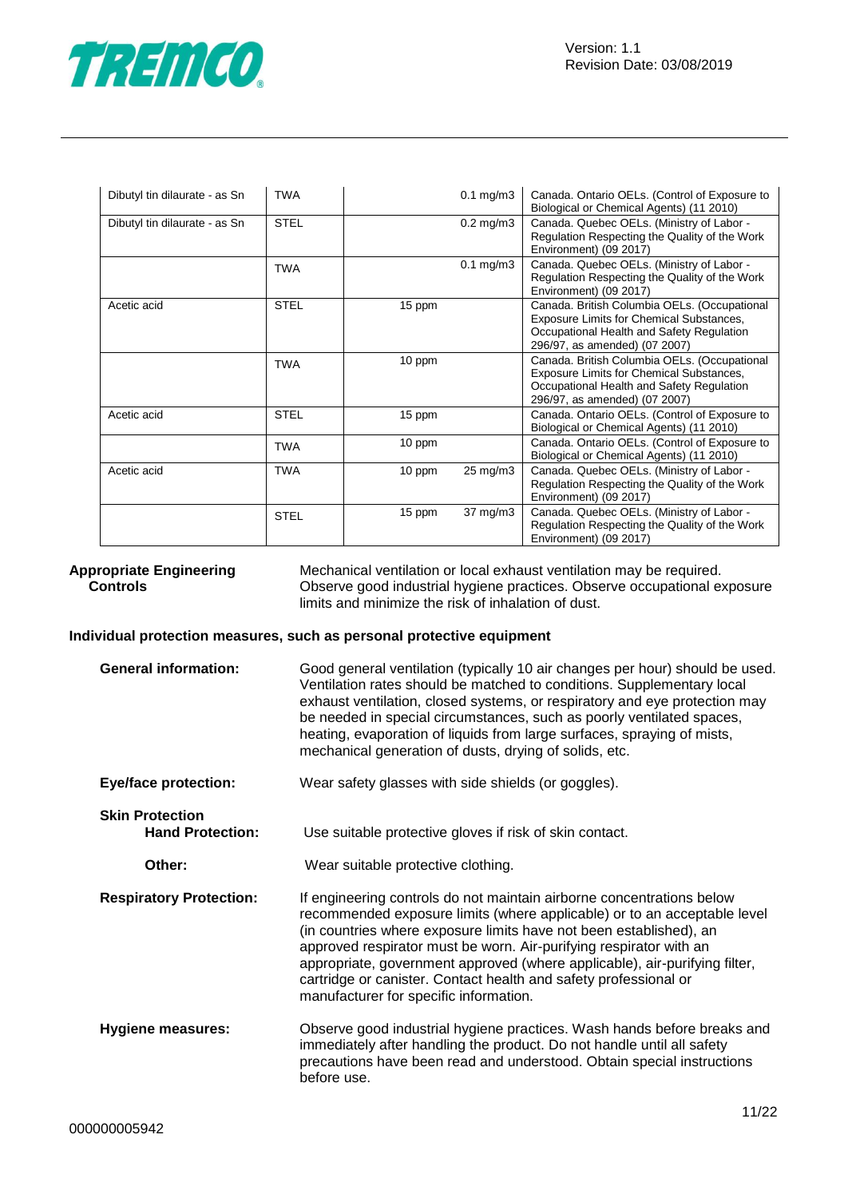| Dibutyl tin dilaurate - as Sn | TWA | | 0.1 mg/m3 | Canada. Ontario OELs. (Control of Exposure to Biological or Chemical Agents) (11 2010) |
|---|---|---|---|---|
| Dibutyl tin dilaurate - as Sn | STEL | | 0.2 mg/m3 | Canada. Quebec OELs. (Ministry of Labor - Regulation Respecting the Quality of the Work Environment) (09 2017) |
| | TWA | | 0.1 mg/m3 | Canada. Quebec OELs. (Ministry of Labor - Regulation Respecting the Quality of the Work Environment) (09 2017) |
| Acetic acid | STEL | 15 ppm | | Canada. British Columbia OELs. (Occupational Exposure Limits for Chemical Substances, Occupational Health and Safety Regulation 296/97, as amended) (07 2007) |
| | TWA | 10 ppm | | Canada. British Columbia OELs. (Occupational Exposure Limits for Chemical Substances, Occupational Health and Safety Regulation 296/97, as amended) (07 2007) |
| Acetic acid | STEL | 15 ppm | | Canada. Ontario OELs. (Control of Exposure to Biological or Chemical Agents) (11 2010) |
| | TWA | 10 ppm | | Canada. Ontario OELs. (Control of Exposure to Biological or Chemical Agents) (11 2010) |
| Acetic acid | TWA | 10 ppm | 25 mg/m3 | Canada. Quebec OELs. (Ministry of Labor - Regulation Respecting the Quality of the Work Environment) (09 2017) |
| | STEL | 15 ppm | 37 mg/m3 | Canada. Quebec OELs. (Ministry of Labor - Regulation Respecting the Quality of the Work Environment) (09 2017) |

**Appropriate Engineering Controls**

Mechanical ventilation or local exhaust ventilation may be required. Observe good industrial hygiene practices. Observe occupational exposure limits and minimize the risk of inhalation of dust.

**Individual protection measures, such as personal protective equipment**

**General information:** Good general ventilation (typically 10 air changes per hour) should be used. Ventilation rates should be matched to conditions. Supplementary local exhaust ventilation, closed systems, or respiratory and eye protection may be needed in special circumstances, such as poorly ventilated spaces, heating, evaporation of liquids from large surfaces, spraying of mists, mechanical generation of dusts, drying of solids, etc.

**Eye/face protection:** Wear safety glasses with side shields (or goggles).

**Skin Protection**

**Hand Protection:** Use suitable protective gloves if risk of skin contact.

**Other:** Wear suitable protective clothing.

**Respiratory Protection:** If engineering controls do not maintain airborne concentrations below recommended exposure limits (where applicable) or to an acceptable level (in countries where exposure limits have not been established), an approved respirator must be worn. Air-purifying respirator with an appropriate, government approved (where applicable), air-purifying filter, cartridge or canister. Contact health and safety professional or manufacturer for specific information.

**Hygiene measures:** Observe good industrial hygiene practices. Wash hands before breaks and immediately after handling the product. Do not handle until all safety precautions have been read and understood. Obtain special instructions before use.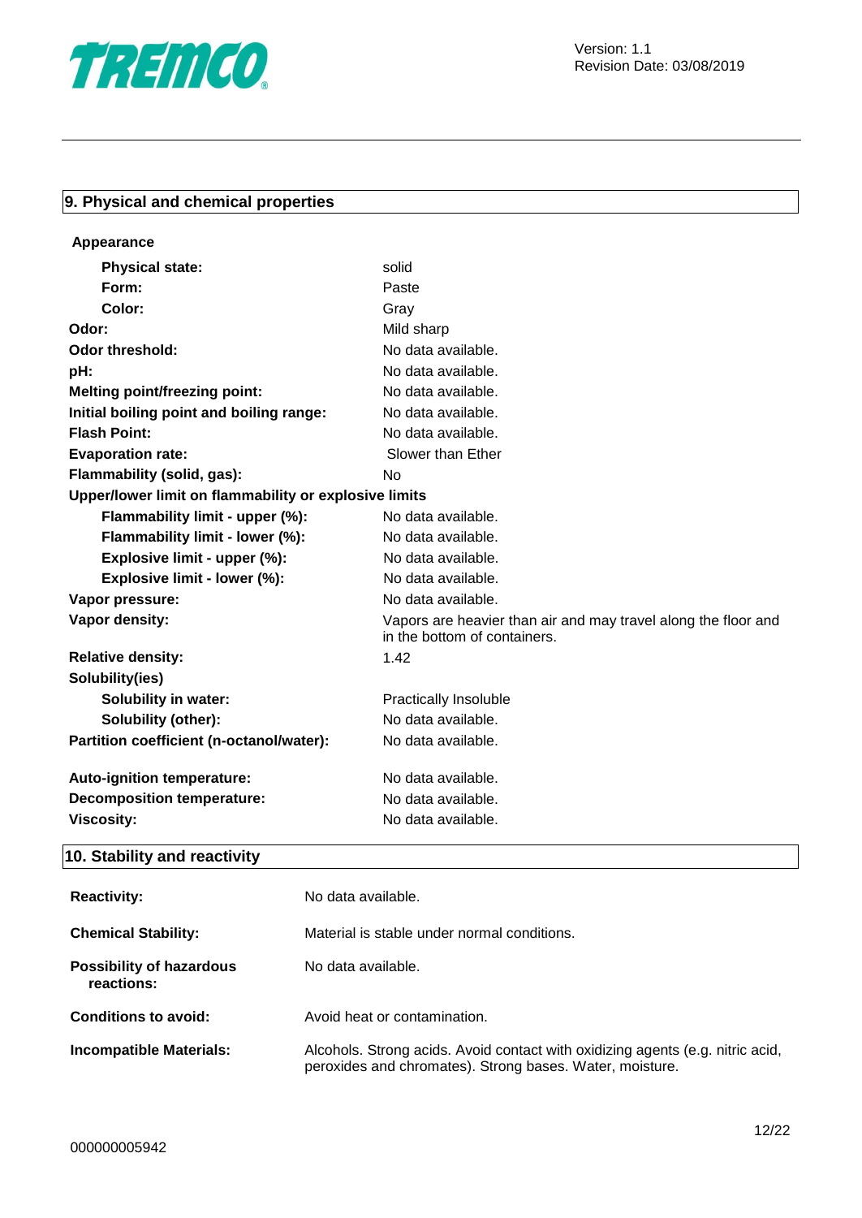## 9. Physical and chemical properties

**Appearance**

| | |
|---|---|
| **Physical state:** | solid |
| **Form:** | Paste |
| **Color:** | Gray |
| **Odor:** | Mild sharp |
| **Odor threshold:** | No data available. |
| **pH:** | No data available. |
| **Melting point/freezing point:** | No data available. |
| **Initial boiling point and boiling range:** | No data available. |
| **Flash Point:** | No data available. |
| **Evaporation rate:** | Slower than Ether |
| **Flammability (solid, gas):** | No |
| **Upper/lower limit on flammability or explosive limits** | |
| **Flammability limit - upper (%):** | No data available. |
| **Flammability limit - lower (%):** | No data available. |
| **Explosive limit - upper (%):** | No data available. |
| **Explosive limit - lower (%):** | No data available. |
| **Vapor pressure:** | No data available. |
| **Vapor density:** | Vapors are heavier than air and may travel along the floor and in the bottom of containers. |
| **Relative density:** | 1.42 |
| **Solubility(ies)** | |
| **Solubility in water:** | Practically Insoluble |
| **Solubility (other):** | No data available. |
| **Partition coefficient (n-octanol/water):** | No data available. |
| **Auto-ignition temperature:** | No data available. |
| **Decomposition temperature:** | No data available. |
| **Viscosity:** | No data available. |

## 10. Stability and reactivity

| | |
|---|---|
| **Reactivity:** | No data available. |
| **Chemical Stability:** | Material is stable under normal conditions. |
| **Possibility of hazardous reactions:** | No data available. |
| **Conditions to avoid:** | Avoid heat or contamination. |
| **Incompatible Materials:** | Alcohols. Strong acids. Avoid contact with oxidizing agents (e.g. nitric acid, peroxides and chromates). Strong bases. Water, moisture. |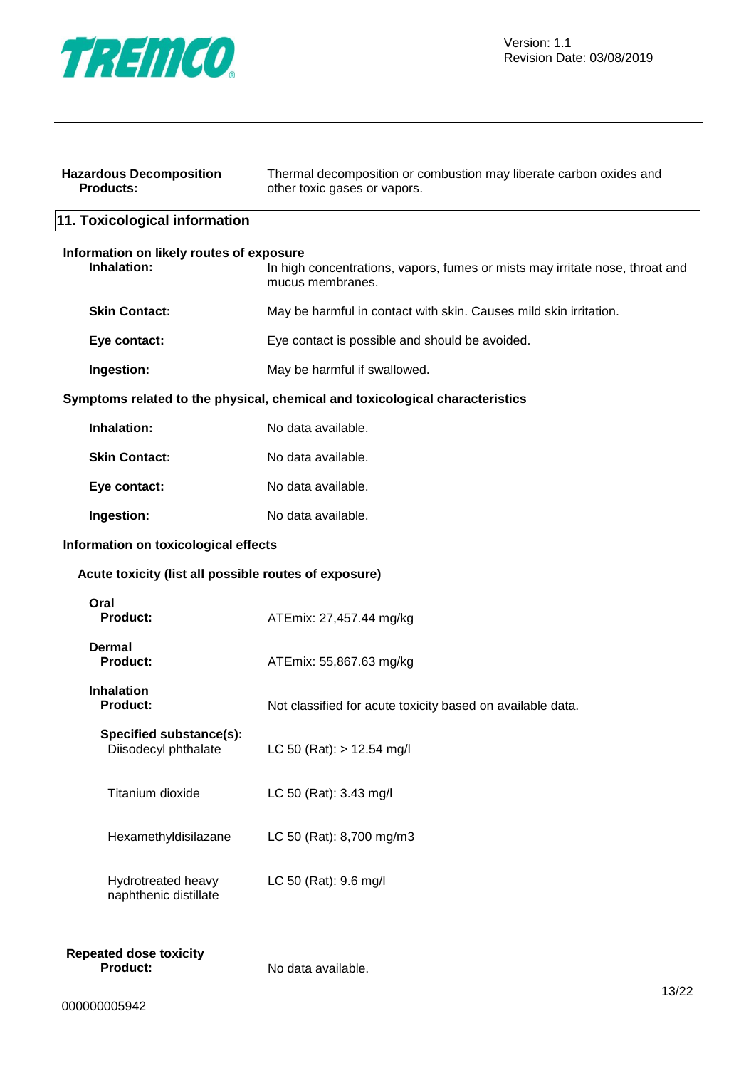**Hazardous Decomposition Products:** Thermal decomposition or combustion may liberate carbon oxides and other toxic gases or vapors.

## 11. Toxicological information

**Information on likely routes of exposure**

| | |
|---|---|
| **Inhalation:** | In high concentrations, vapors, fumes or mists may irritate nose, throat and mucus membranes. |
| **Skin Contact:** | May be harmful in contact with skin. Causes mild skin irritation. |
| **Eye contact:** | Eye contact is possible and should be avoided. |
| **Ingestion:** | May be harmful if swallowed. |

**Symptoms related to the physical, chemical and toxicological characteristics**

| | |
|---|---|
| **Inhalation:** | No data available. |
| **Skin Contact:** | No data available. |
| **Eye contact:** | No data available. |
| **Ingestion:** | No data available. |

**Information on toxicological effects**

**Acute toxicity (list all possible routes of exposure)**

**Oral**

| | |
|---|---|
| **Product:** | ATEmix: 27,457.44 mg/kg |

**Dermal**

| | |
|---|---|
| **Product:** | ATEmix: 55,867.63 mg/kg |

**Inhalation**

| | |
|---|---|
| **Product:** | Not classified for acute toxicity based on available data. |

**Specified substance(s):**

| | |
|---|---|
| Diisodecyl phthalate | LC 50 (Rat): > 12.54 mg/l |
| Titanium dioxide | LC 50 (Rat): 3.43 mg/l |
| Hexamethyldisilazane | LC 50 (Rat): 8,700 mg/m3 |
| Hydrotreated heavy naphthenic distillate | LC 50 (Rat): 9.6 mg/l |

**Repeated dose toxicity**

| | |
|---|---|
| **Product:** | No data available. |

000000005942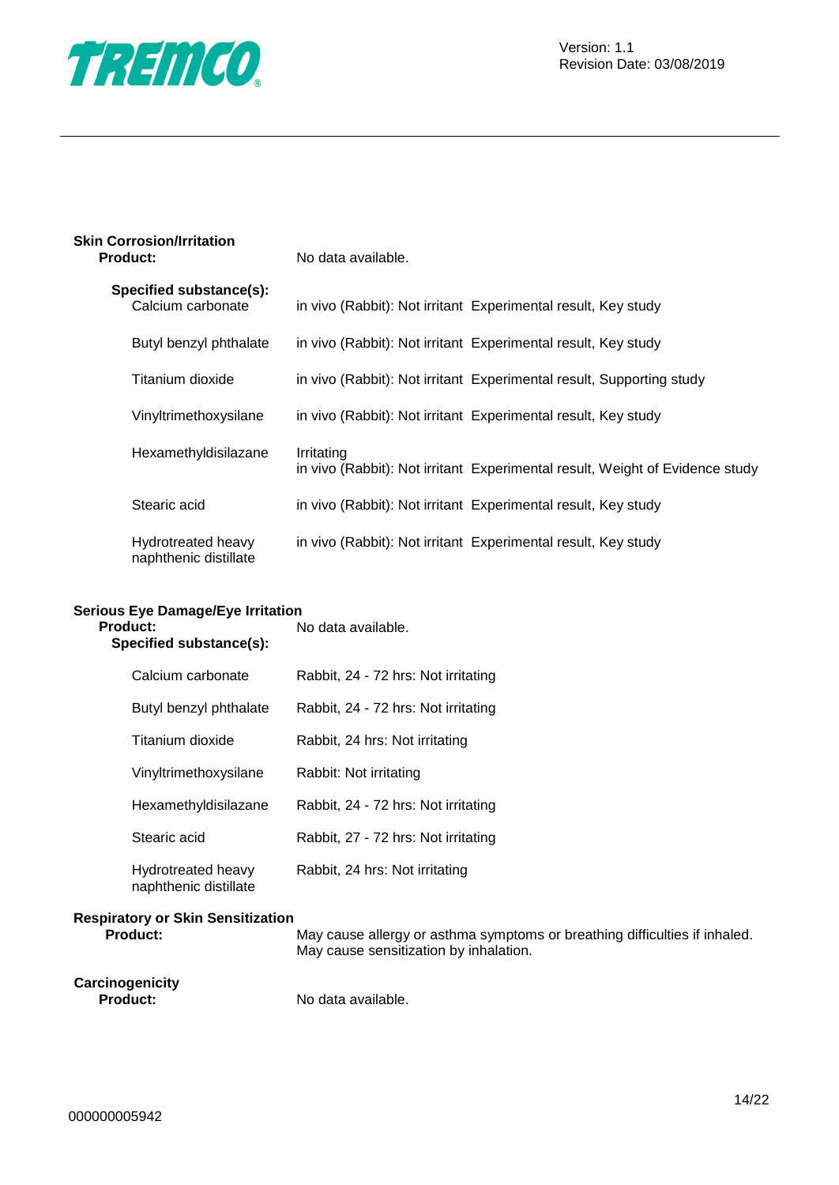**Skin Corrosion/Irritation**

**Product:** No data available.

**Specified substance(s):**

| Substance | Result |
| --- | --- |
| Calcium carbonate | in vivo (Rabbit): Not irritant Experimental result, Key study |
| Butyl benzyl phthalate | in vivo (Rabbit): Not irritant Experimental result, Key study |
| Titanium dioxide | in vivo (Rabbit): Not irritant Experimental result, Supporting study |
| Vinyltrimethoxysilane | in vivo (Rabbit): Not irritant Experimental result, Key study |
| Hexamethyldisilazane | Irritating<br>in vivo (Rabbit): Not irritant Experimental result, Weight of Evidence study |
| Stearic acid | in vivo (Rabbit): Not irritant Experimental result, Key study |
| Hydrotreated heavy naphthenic distillate | in vivo (Rabbit): Not irritant Experimental result, Key study |

**Serious Eye Damage/Eye Irritation**

**Product:** No data available.

**Specified substance(s):**

| Substance | Result |
| --- | --- |
| Calcium carbonate | Rabbit, 24 - 72 hrs: Not irritating |
| Butyl benzyl phthalate | Rabbit, 24 - 72 hrs: Not irritating |
| Titanium dioxide | Rabbit, 24 hrs: Not irritating |
| Vinyltrimethoxysilane | Rabbit: Not irritating |
| Hexamethyldisilazane | Rabbit, 24 - 72 hrs: Not irritating |
| Stearic acid | Rabbit, 27 - 72 hrs: Not irritating |
| Hydrotreated heavy naphthenic distillate | Rabbit, 24 hrs: Not irritating |

**Respiratory or Skin Sensitization**

**Product:** May cause allergy or asthma symptoms or breathing difficulties if inhaled. May cause sensitization by inhalation.

**Carcinogenicity**

**Product:** No data available.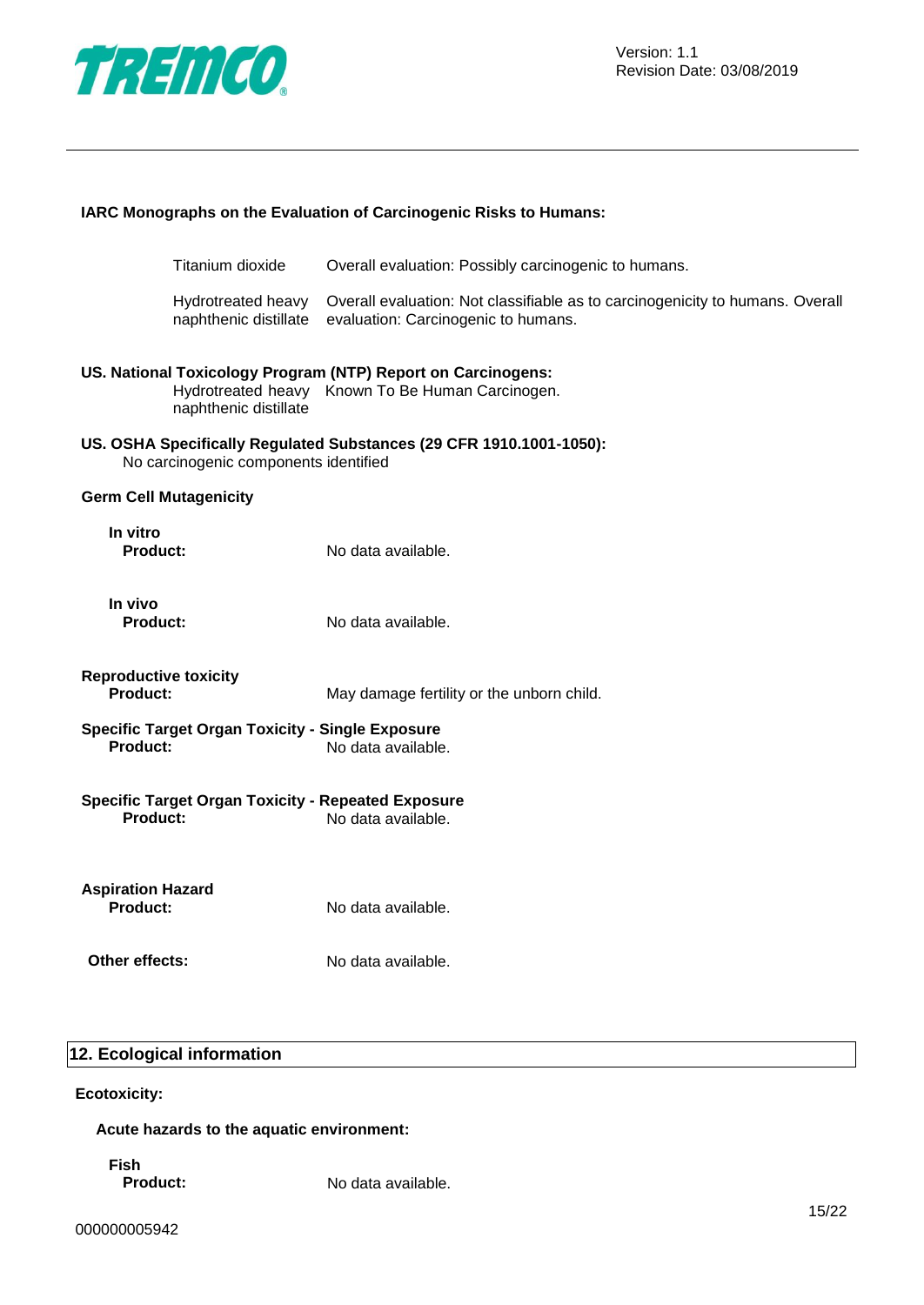**IARC Monographs on the Evaluation of Carcinogenic Risks to Humans:**

| | |
|---|---|
| Titanium dioxide | Overall evaluation: Possibly carcinogenic to humans. |
| Hydrotreated heavy naphthenic distillate | Overall evaluation: Not classifiable as to carcinogenicity to humans. Overall evaluation: Carcinogenic to humans. |

**US. National Toxicology Program (NTP) Report on Carcinogens:**

| | |
|---|---|
| Hydrotreated heavy naphthenic distillate | Known To Be Human Carcinogen. |

**US. OSHA Specifically Regulated Substances (29 CFR 1910.1001-1050):**

No carcinogenic components identified

**Germ Cell Mutagenicity**

**In vitro**

**Product:** No data available.

**In vivo**

**Product:** No data available.

**Reproductive toxicity**

**Product:** May damage fertility or the unborn child.

**Specific Target Organ Toxicity - Single Exposure**

**Product:** No data available.

**Specific Target Organ Toxicity - Repeated Exposure**

**Product:** No data available.

**Aspiration Hazard**

**Product:** No data available.

**Other effects:** No data available.

## 12. Ecological information

**Ecotoxicity:**

**Acute hazards to the aquatic environment:**

**Fish**

**Product:** No data available.

000000005942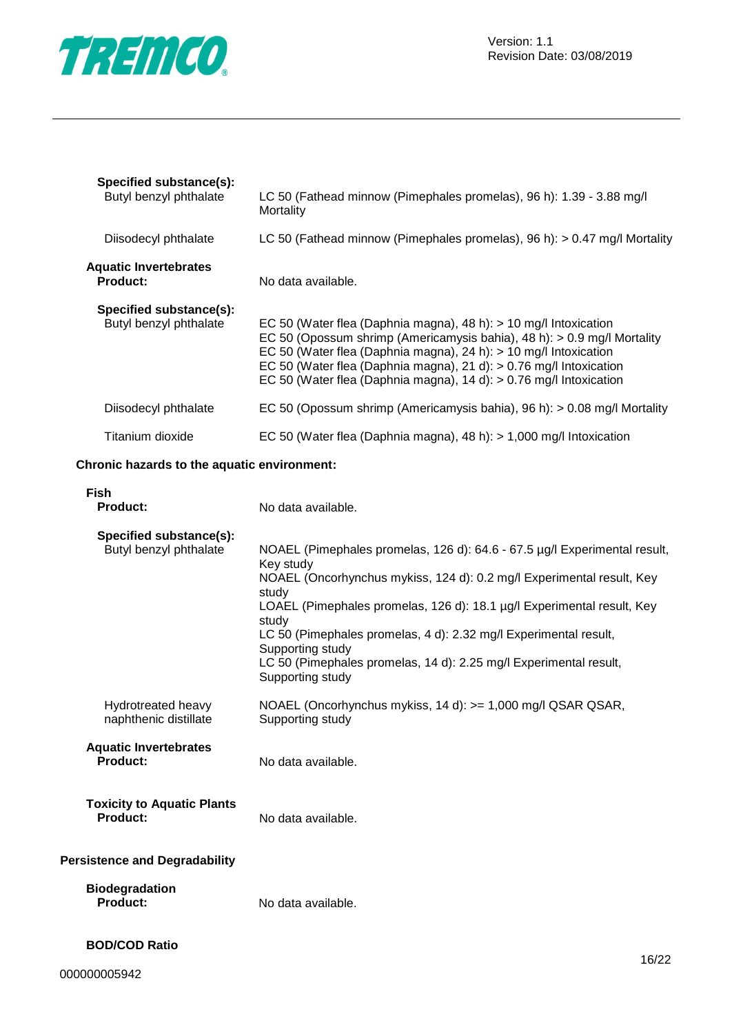**Specified substance(s):**

| | |
|---|---|
| Butyl benzyl phthalate | LC 50 (Fathead minnow (Pimephales promelas), 96 h): 1.39 - 3.88 mg/l Mortality |
| Diisodecyl phthalate | LC 50 (Fathead minnow (Pimephales promelas), 96 h): > 0.47 mg/l Mortality |

**Aquatic Invertebrates**

**Product:** No data available.

**Specified substance(s):**

| | |
|---|---|
| Butyl benzyl phthalate | EC 50 (Water flea (Daphnia magna), 48 h): > 10 mg/l Intoxication<br>EC 50 (Opossum shrimp (Americamysis bahia), 48 h): > 0.9 mg/l Mortality<br>EC 50 (Water flea (Daphnia magna), 24 h): > 10 mg/l Intoxication<br>EC 50 (Water flea (Daphnia magna), 21 d): > 0.76 mg/l Intoxication<br>EC 50 (Water flea (Daphnia magna), 14 d): > 0.76 mg/l Intoxication |
| Diisodecyl phthalate | EC 50 (Opossum shrimp (Americamysis bahia), 96 h): > 0.08 mg/l Mortality |
| Titanium dioxide | EC 50 (Water flea (Daphnia magna), 48 h): > 1,000 mg/l Intoxication |

**Chronic hazards to the aquatic environment:**

**Fish**

**Product:** No data available.

**Specified substance(s):**

| | |
|---|---|
| Butyl benzyl phthalate | NOAEL (Pimephales promelas, 126 d): 64.6 - 67.5 µg/l Experimental result, Key study<br>NOAEL (Oncorhynchus mykiss, 124 d): 0.2 mg/l Experimental result, Key study<br>LOAEL (Pimephales promelas, 126 d): 18.1 µg/l Experimental result, Key study<br>LC 50 (Pimephales promelas, 4 d): 2.32 mg/l Experimental result, Supporting study<br>LC 50 (Pimephales promelas, 14 d): 2.25 mg/l Experimental result, Supporting study |
| Hydrotreated heavy naphthenic distillate | NOAEL (Oncorhynchus mykiss, 14 d): >= 1,000 mg/l QSAR QSAR, Supporting study |

**Aquatic Invertebrates**

**Product:** No data available.

**Toxicity to Aquatic Plants**

**Product:** No data available.

**Persistence and Degradability**

**Biodegradation**

**Product:** No data available.

**BOD/COD Ratio**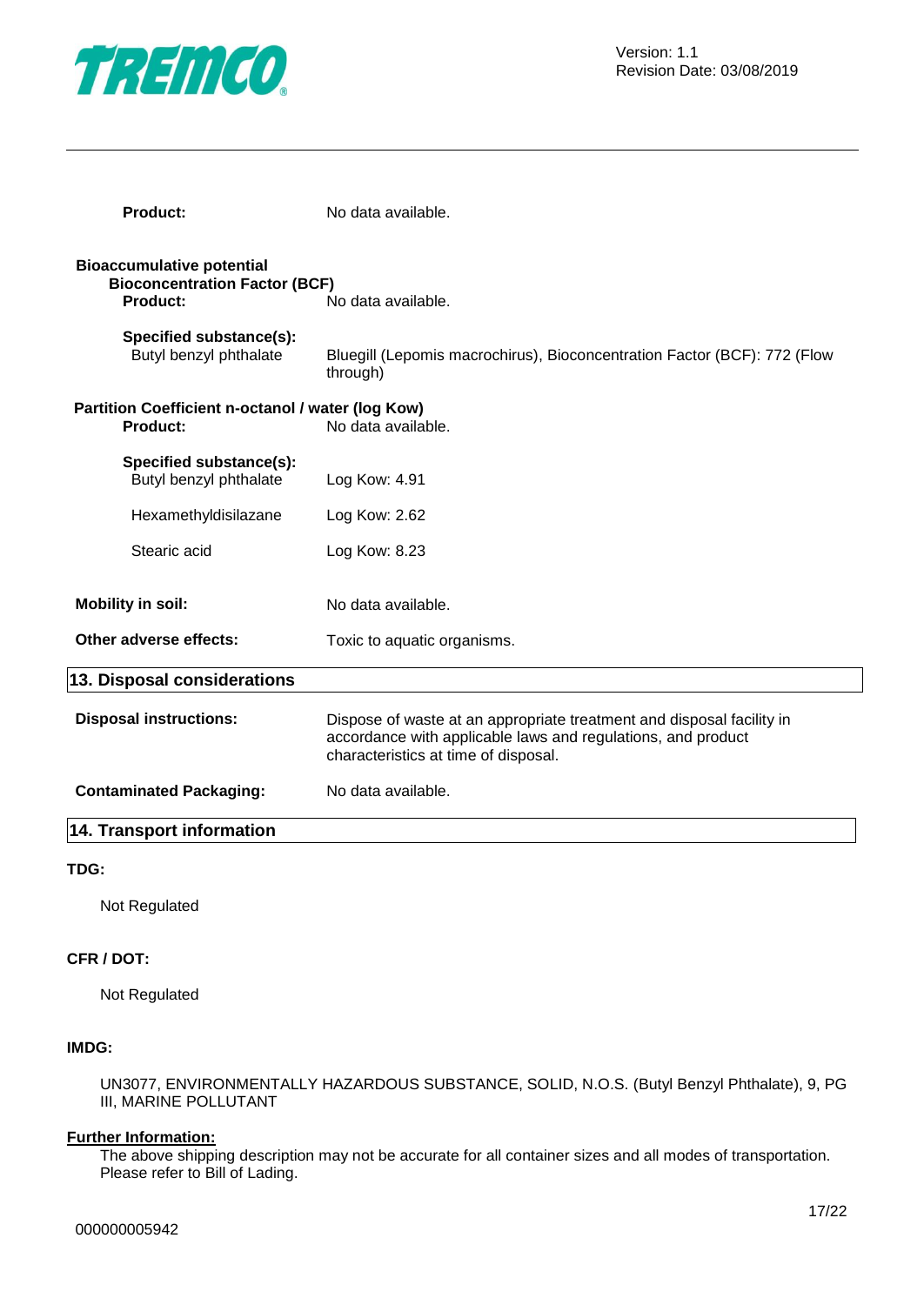**Product:** No data available.

**Bioaccumulative potential**

**Bioconcentration Factor (BCF)**

**Product:** No data available.

**Specified substance(s):**

| | |
|---|---|
| Butyl benzyl phthalate | Bluegill (Lepomis macrochirus), Bioconcentration Factor (BCF): 772 (Flow through) |

**Partition Coefficient n-octanol / water (log Kow)**

**Product:** No data available.

**Specified substance(s):**

| | |
|---|---|
| Butyl benzyl phthalate | Log Kow: 4.91 |
| Hexamethyldisilazane | Log Kow: 2.62 |
| Stearic acid | Log Kow: 8.23 |

**Mobility in soil:** No data available.

**Other adverse effects:** Toxic to aquatic organisms.

## 13. Disposal considerations

**Disposal instructions:** Dispose of waste at an appropriate treatment and disposal facility in accordance with applicable laws and regulations, and product characteristics at time of disposal.

**Contaminated Packaging:** No data available.

## 14. Transport information

**TDG:**

Not Regulated

**CFR / DOT:**

Not Regulated

**IMDG:**

UN3077, ENVIRONMENTALLY HAZARDOUS SUBSTANCE, SOLID, N.O.S. (Butyl Benzyl Phthalate), 9, PG III, MARINE POLLUTANT

**Further Information:**

The above shipping description may not be accurate for all container sizes and all modes of transportation. Please refer to Bill of Lading.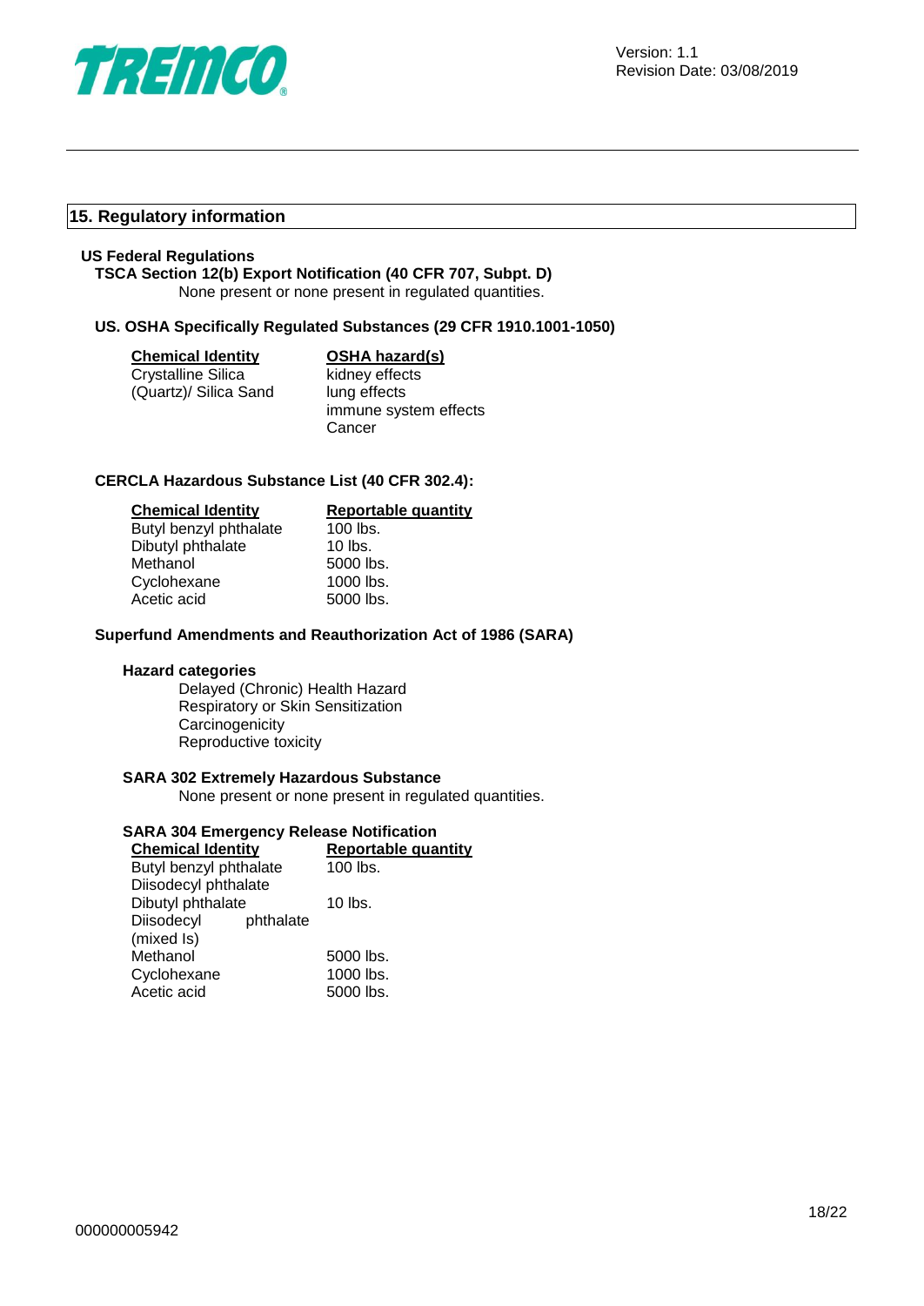## 15. Regulatory information

**US Federal Regulations**

**TSCA Section 12(b) Export Notification (40 CFR 707, Subpt. D)**

None present or none present in regulated quantities.

**US. OSHA Specifically Regulated Substances (29 CFR 1910.1001-1050)**

| Chemical Identity | OSHA hazard(s) |
|---|---|
| Crystalline Silica (Quartz)/ Silica Sand | kidney effects<br>lung effects<br>immune system effects<br>Cancer |

**CERCLA Hazardous Substance List (40 CFR 302.4):**

| Chemical Identity | Reportable quantity |
|---|---|
| Butyl benzyl phthalate | 100 lbs. |
| Dibutyl phthalate | 10 lbs. |
| Methanol | 5000 lbs. |
| Cyclohexane | 1000 lbs. |
| Acetic acid | 5000 lbs. |

**Superfund Amendments and Reauthorization Act of 1986 (SARA)**

**Hazard categories**

Delayed (Chronic) Health Hazard
Respiratory or Skin Sensitization
Carcinogenicity
Reproductive toxicity

**SARA 302 Extremely Hazardous Substance**

None present or none present in regulated quantities.

**SARA 304 Emergency Release Notification**

| Chemical Identity | Reportable quantity |
|---|---|
| Butyl benzyl phthalate | 100 lbs. |
| Diisodecyl phthalate | |
| Dibutyl phthalate | 10 lbs. |
| Diisodecyl phthalate (mixed Is) | |
| Methanol | 5000 lbs. |
| Cyclohexane | 1000 lbs. |
| Acetic acid | 5000 lbs. |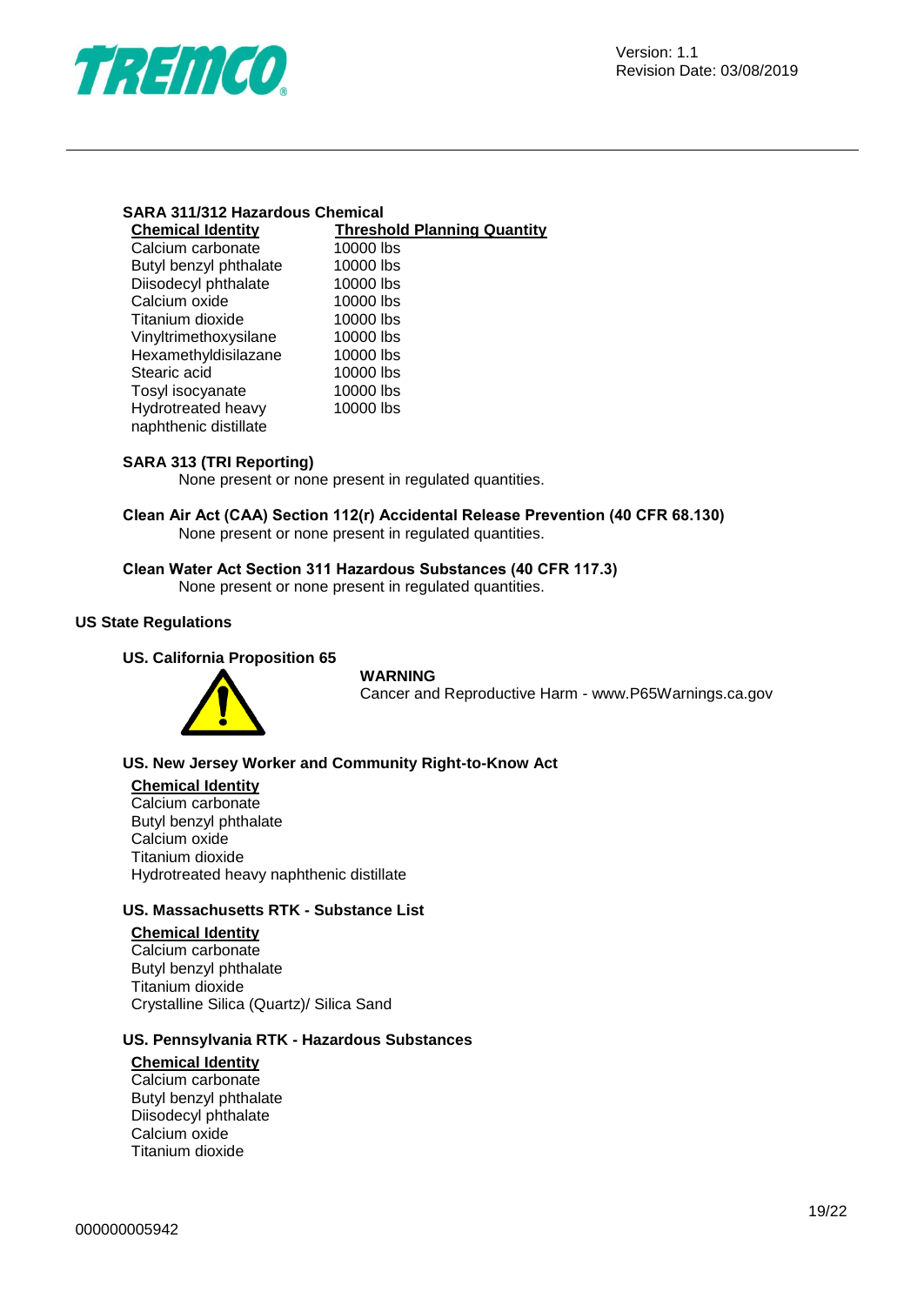**SARA 311/312 Hazardous Chemical**

| Chemical Identity | Threshold Planning Quantity |
| --- | --- |
| Calcium carbonate | 10000 lbs |
| Butyl benzyl phthalate | 10000 lbs |
| Diisodecyl phthalate | 10000 lbs |
| Calcium oxide | 10000 lbs |
| Titanium dioxide | 10000 lbs |
| Vinyltrimethoxysilane | 10000 lbs |
| Hexamethyldisilazane | 10000 lbs |
| Stearic acid | 10000 lbs |
| Tosyl isocyanate | 10000 lbs |
| Hydrotreated heavy naphthenic distillate | 10000 lbs |

**SARA 313 (TRI Reporting)**

None present or none present in regulated quantities.

**Clean Air Act (CAA) Section 112(r) Accidental Release Prevention (40 CFR 68.130)**

None present or none present in regulated quantities.

**Clean Water Act Section 311 Hazardous Substances (40 CFR 117.3)**

None present or none present in regulated quantities.

**US State Regulations**

**US. California Proposition 65**

**WARNING**
Cancer and Reproductive Harm - www.P65Warnings.ca.gov

**US. New Jersey Worker and Community Right-to-Know Act**

**Chemical Identity**
Calcium carbonate
Butyl benzyl phthalate
Calcium oxide
Titanium dioxide
Hydrotreated heavy naphthenic distillate

**US. Massachusetts RTK - Substance List**

**Chemical Identity**
Calcium carbonate
Butyl benzyl phthalate
Titanium dioxide
Crystalline Silica (Quartz)/ Silica Sand

**US. Pennsylvania RTK - Hazardous Substances**

**Chemical Identity**
Calcium carbonate
Butyl benzyl phthalate
Diisodecyl phthalate
Calcium oxide
Titanium dioxide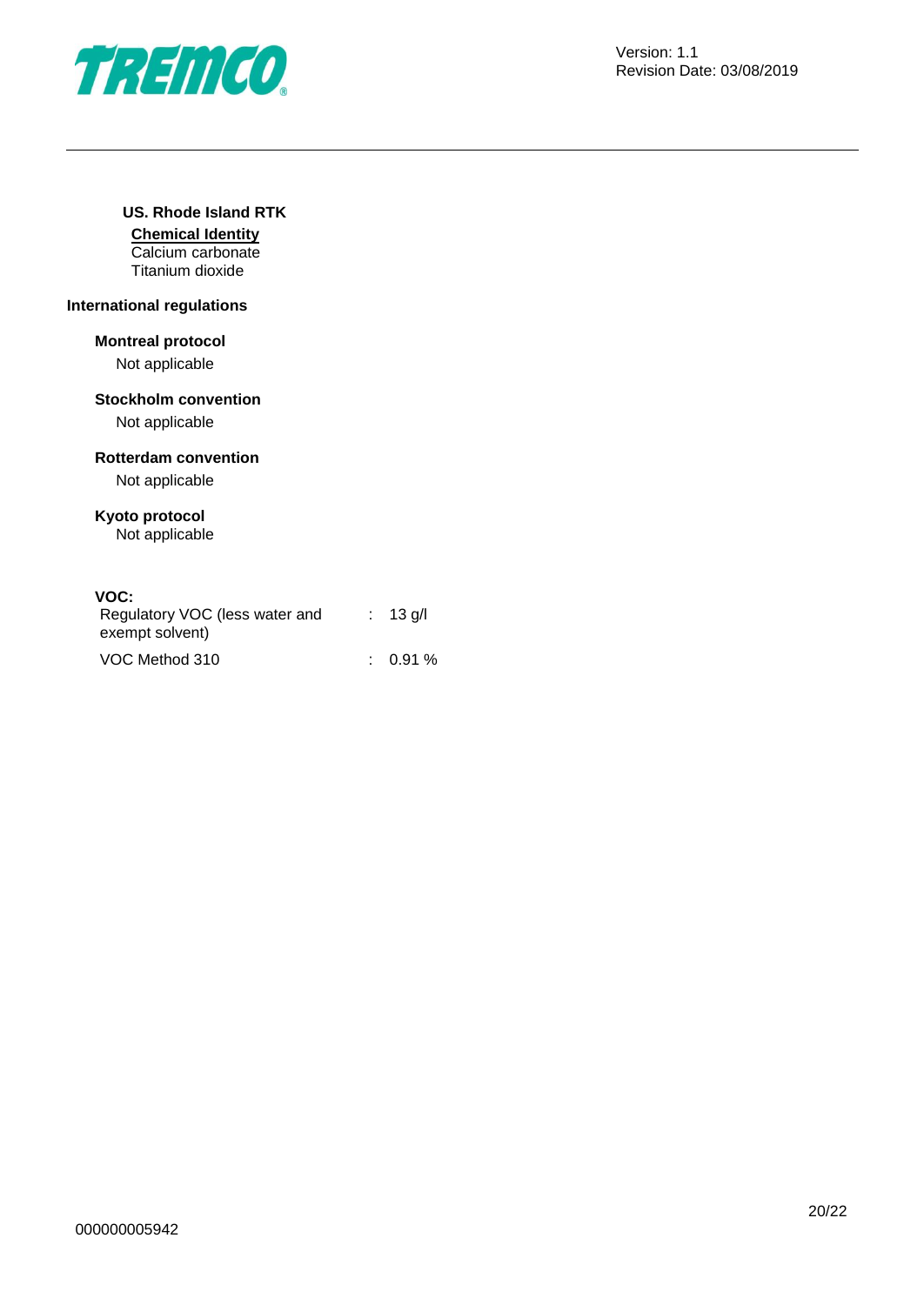**US. Rhode Island RTK**

**Chemical Identity**

Calcium carbonate
Titanium dioxide

### International regulations

**Montreal protocol**

Not applicable

**Stockholm convention**

Not applicable

**Rotterdam convention**

Not applicable

**Kyoto protocol**

Not applicable

**VOC:**

| | | |
|---|---|---|
| Regulatory VOC (less water and exempt solvent) | : | 13 g/l |
| VOC Method 310 | : | 0.91 % |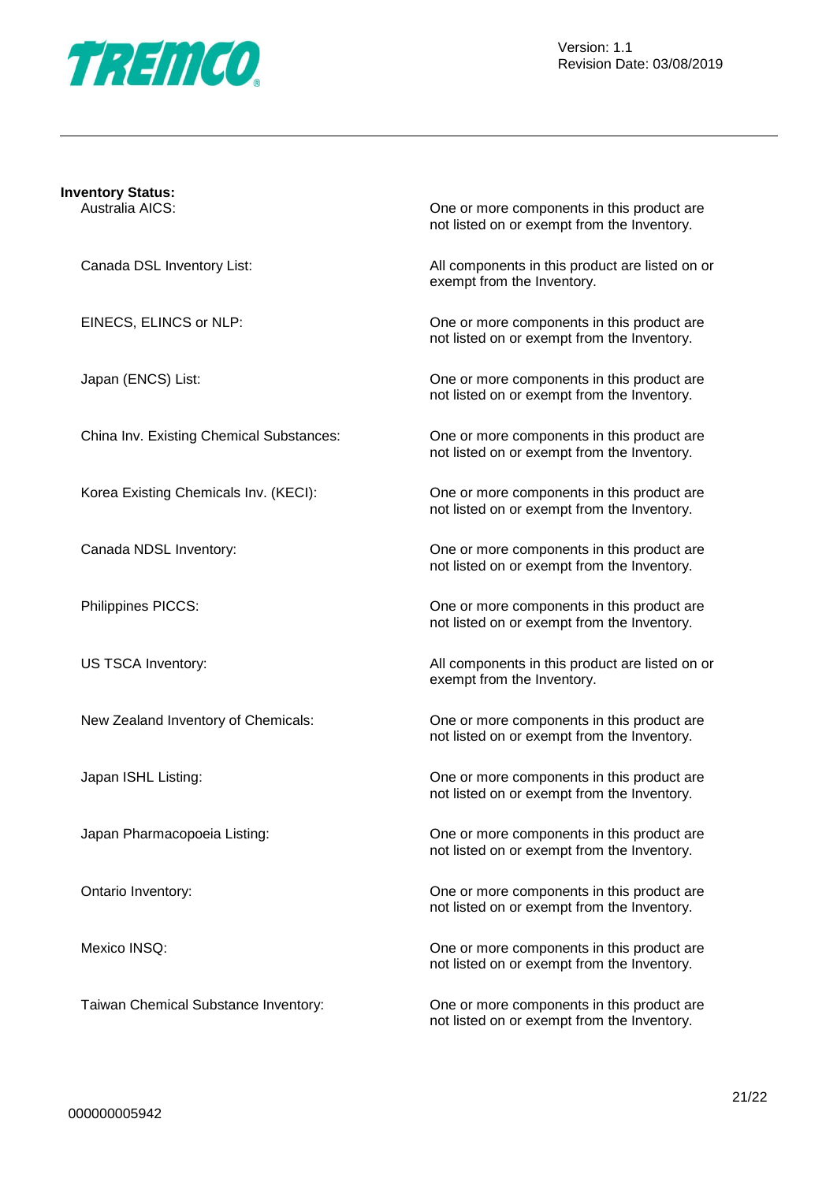**Inventory Status:**

| | |
|---|---|
| Australia AICS: | One or more components in this product are not listed on or exempt from the Inventory. |
| Canada DSL Inventory List: | All components in this product are listed on or exempt from the Inventory. |
| EINECS, ELINCS or NLP: | One or more components in this product are not listed on or exempt from the Inventory. |
| Japan (ENCS) List: | One or more components in this product are not listed on or exempt from the Inventory. |
| China Inv. Existing Chemical Substances: | One or more components in this product are not listed on or exempt from the Inventory. |
| Korea Existing Chemicals Inv. (KECI): | One or more components in this product are not listed on or exempt from the Inventory. |
| Canada NDSL Inventory: | One or more components in this product are not listed on or exempt from the Inventory. |
| Philippines PICCS: | One or more components in this product are not listed on or exempt from the Inventory. |
| US TSCA Inventory: | All components in this product are listed on or exempt from the Inventory. |
| New Zealand Inventory of Chemicals: | One or more components in this product are not listed on or exempt from the Inventory. |
| Japan ISHL Listing: | One or more components in this product are not listed on or exempt from the Inventory. |
| Japan Pharmacopoeia Listing: | One or more components in this product are not listed on or exempt from the Inventory. |
| Ontario Inventory: | One or more components in this product are not listed on or exempt from the Inventory. |
| Mexico INSQ: | One or more components in this product are not listed on or exempt from the Inventory. |
| Taiwan Chemical Substance Inventory: | One or more components in this product are not listed on or exempt from the Inventory. |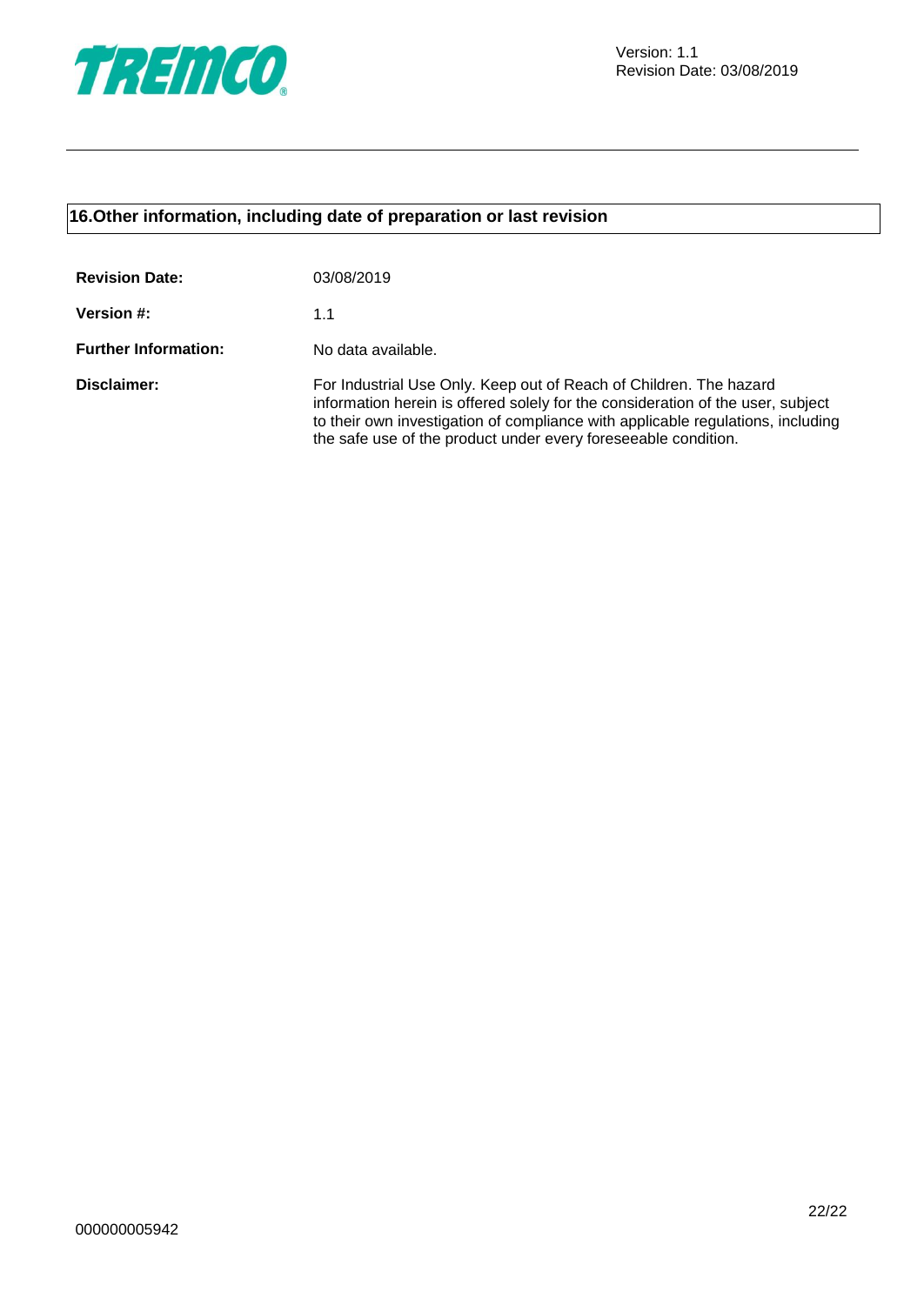## 16.Other information, including date of preparation or last revision

| | |
|---|---|
| **Revision Date:** | 03/08/2019 |
| **Version #:** | 1.1 |
| **Further Information:** | No data available. |
| **Disclaimer:** | For Industrial Use Only. Keep out of Reach of Children. The hazard information herein is offered solely for the consideration of the user, subject to their own investigation of compliance with applicable regulations, including the safe use of the product under every foreseeable condition. |

000000005942